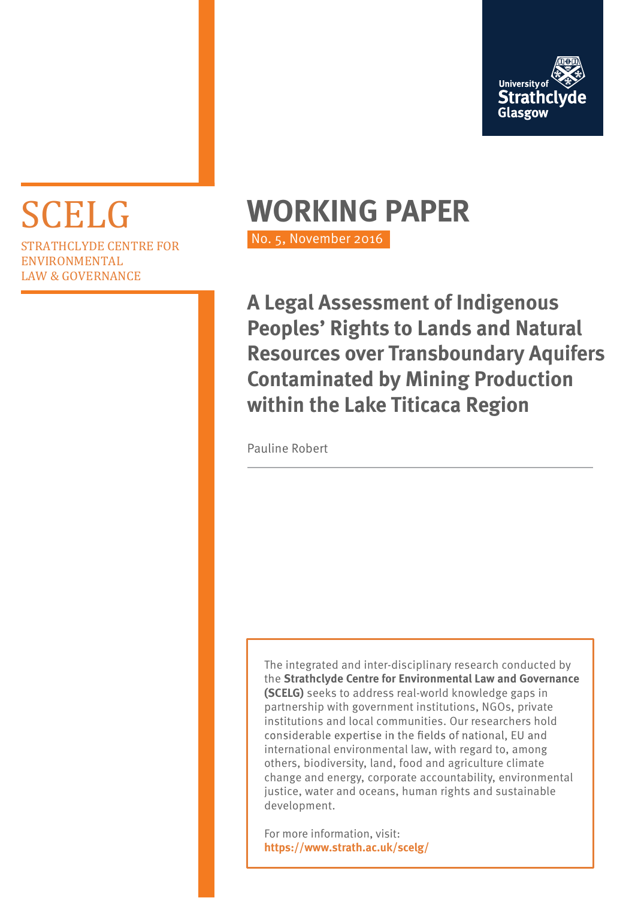University of Strathclyde Glasgow

# SCELG

STRATHCLYDE CENTRE FOR ENVIRONMENTAL LAW & GOVERNANCE

# WORKING PAPER

No. 5, November 2016

## A Legal Assessment of Indigenous Peoples' Rights to Lands and Natural Resources over Transboundary Aquifers Contaminated by Mining Production within the Lake Titicaca Region

Pauline Robert

---

The integrated and inter-disciplinary research conducted by the **Strathclyde Centre for Environmental Law and Governance (SCELG)** seeks to address real-world knowledge gaps in partnership with government institutions, NGOs, private institutions and local communities. Our researchers hold considerable expertise in the fields of national, EU and international environmental law, with regard to, among others, biodiversity, land, food and agriculture climate change and energy, corporate accountability, environmental justice, water and oceans, human rights and sustainable development.

For more information, visit:
**https://www.strath.ac.uk/scelg/**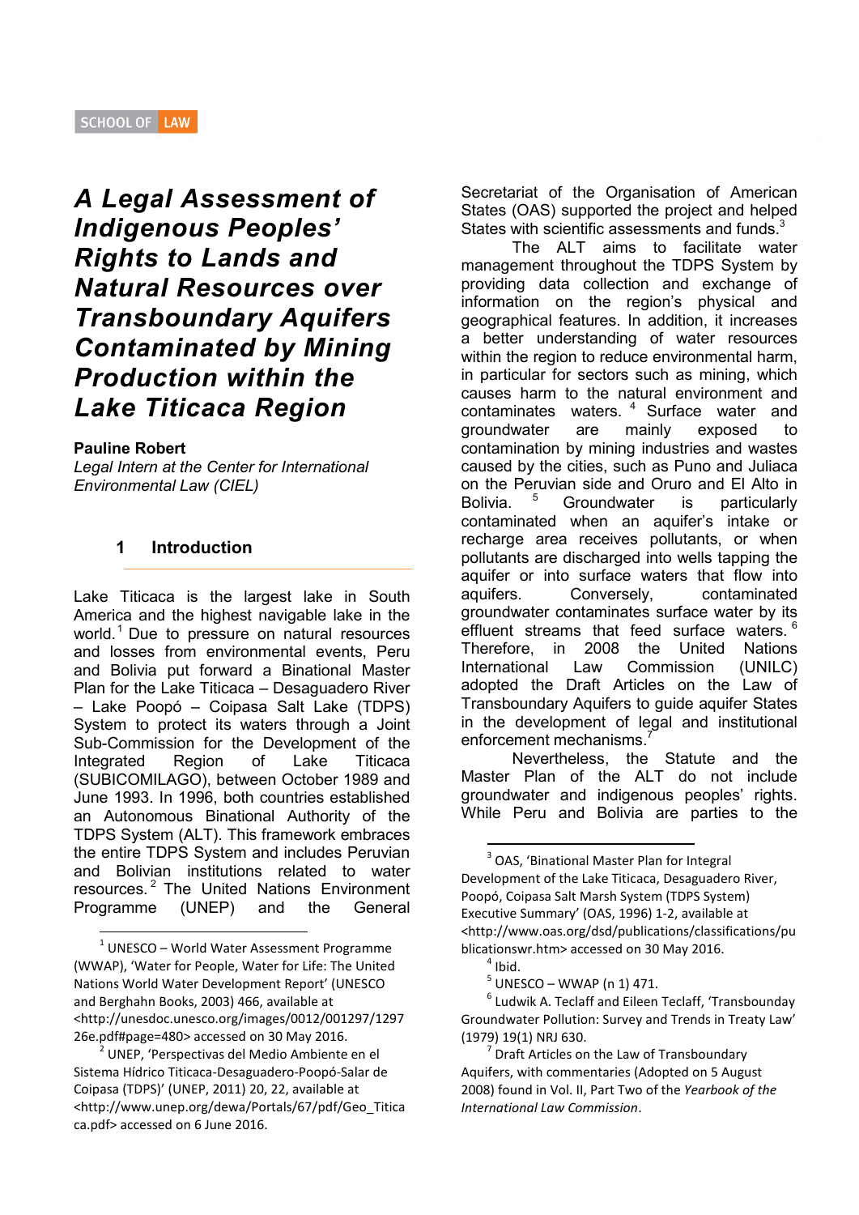# *A Legal Assessment of Indigenous Peoples' Rights to Lands and Natural Resources over Transboundary Aquifers Contaminated by Mining Production within the Lake Titicaca Region*

**Pauline Robert**

*Legal Intern at the Center for International Environmental Law (CIEL)*

## 1 Introduction

Lake Titicaca is the largest lake in South America and the highest navigable lake in the world.[1] Due to pressure on natural resources and losses from environmental events, Peru and Bolivia put forward a Binational Master Plan for the Lake Titicaca – Desaguadero River – Lake Poopó – Coipasa Salt Lake (TDPS) System to protect its waters through a Joint Sub-Commission for the Development of the Integrated Region of Lake Titicaca (SUBICOMILAGO), between October 1989 and June 1993. In 1996, both countries established an Autonomous Binational Authority of the TDPS System (ALT). This framework embraces the entire TDPS System and includes Peruvian and Bolivian institutions related to water resources.[2] The United Nations Environment Programme (UNEP) and the General Secretariat of the Organisation of American States (OAS) supported the project and helped States with scientific assessments and funds.[3]

The ALT aims to facilitate water management throughout the TDPS System by providing data collection and exchange of information on the region's physical and geographical features. In addition, it increases a better understanding of water resources within the region to reduce environmental harm, in particular for sectors such as mining, which causes harm to the natural environment and contaminates waters.[4] Surface water and groundwater are mainly exposed to contamination by mining industries and wastes caused by the cities, such as Puno and Juliaca on the Peruvian side and Oruro and El Alto in Bolivia.[5] Groundwater is particularly contaminated when an aquifer's intake or recharge area receives pollutants, or when pollutants are discharged into wells tapping the aquifer or into surface waters that flow into aquifers. Conversely, contaminated groundwater contaminates surface water by its effluent streams that feed surface waters.[6] Therefore, in 2008 the United Nations International Law Commission (UNILC) adopted the Draft Articles on the Law of Transboundary Aquifers to guide aquifer States in the development of legal and institutional enforcement mechanisms.[7]

Nevertheless, the Statute and the Master Plan of the ALT do not include groundwater and indigenous peoples' rights. While Peru and Bolivia are parties to the

---

[1] UNESCO – World Water Assessment Programme (WWAP), 'Water for People, Water for Life: The United Nations World Water Development Report' (UNESCO and Berghahn Books, 2003) 466, available at <http://unesdoc.unesco.org/images/0012/001297/129726e.pdf#page=480> accessed on 30 May 2016.

[2] UNEP, 'Perspectivas del Medio Ambiente en el Sistema Hídrico Titicaca-Desaguadero-Poopó-Salar de Coipasa (TDPS)' (UNEP, 2011) 20, 22, available at <http://www.unep.org/dewa/Portals/67/pdf/Geo_Titicaca.pdf> accessed on 6 June 2016.

[3] OAS, 'Binational Master Plan for Integral Development of the Lake Titicaca, Desaguadero River, Poopó, Coipasa Salt Marsh System (TDPS System) Executive Summary' (OAS, 1996) 1-2, available at <http://www.oas.org/dsd/publications/classifications/publicationswr.htm> accessed on 30 May 2016.

[4] Ibid.

[5] UNESCO – WWAP (n 1) 471.

[6] Ludwik A. Teclaff and Eileen Teclaff, 'Transbounday Groundwater Pollution: Survey and Trends in Treaty Law' (1979) 19(1) NRJ 630.

[7] Draft Articles on the Law of Transboundary Aquifers, with commentaries (Adopted on 5 August 2008) found in Vol. II, Part Two of the *Yearbook of the International Law Commission*.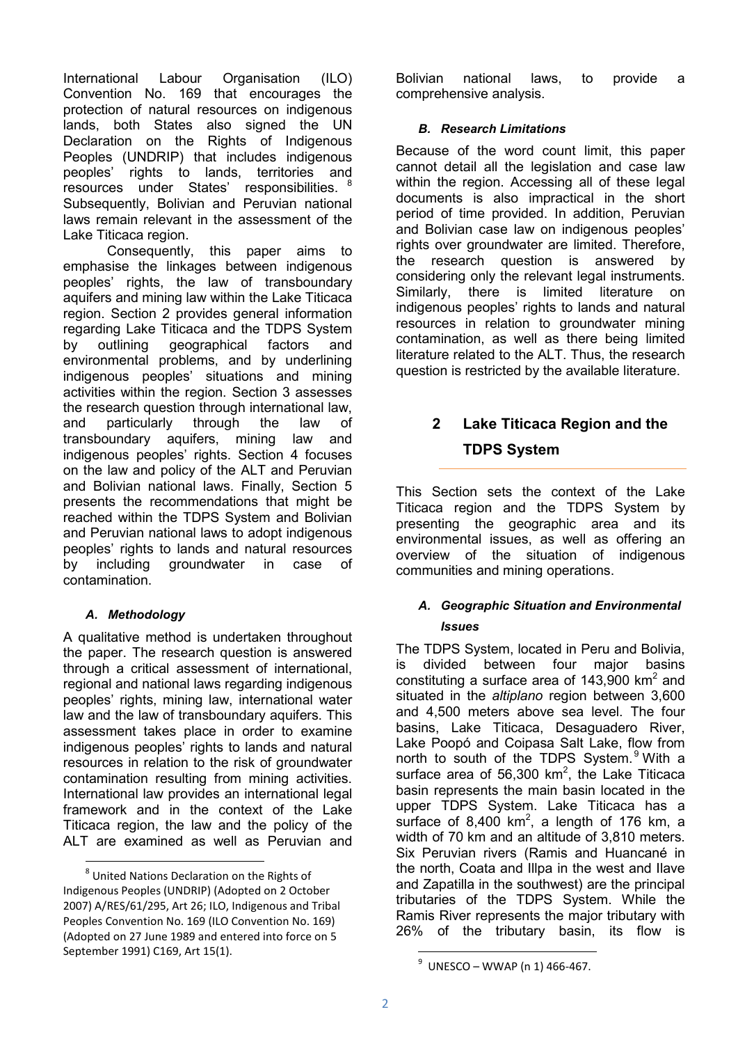International Labour Organisation (ILO) Convention No. 169 that encourages the protection of natural resources on indigenous lands, both States also signed the UN Declaration on the Rights of Indigenous Peoples (UNDRIP) that includes indigenous peoples' rights to lands, territories and resources under States' responsibilities.[8] Subsequently, Bolivian and Peruvian national laws remain relevant in the assessment of the Lake Titicaca region.

Consequently, this paper aims to emphasise the linkages between indigenous peoples' rights, the law of transboundary aquifers and mining law within the Lake Titicaca region. Section 2 provides general information regarding Lake Titicaca and the TDPS System by outlining geographical factors and environmental problems, and by underlining indigenous peoples' situations and mining activities within the region. Section 3 assesses the research question through international law, and particularly through the law of transboundary aquifers, mining law and indigenous peoples' rights. Section 4 focuses on the law and policy of the ALT and Peruvian and Bolivian national laws. Finally, Section 5 presents the recommendations that might be reached within the TDPS System and Bolivian and Peruvian national laws to adopt indigenous peoples' rights to lands and natural resources by including groundwater in case of contamination.

### *A. Methodology*

A qualitative method is undertaken throughout the paper. The research question is answered through a critical assessment of international, regional and national laws regarding indigenous peoples' rights, mining law, international water law and the law of transboundary aquifers. This assessment takes place in order to examine indigenous peoples' rights to lands and natural resources in relation to the risk of groundwater contamination resulting from mining activities. International law provides an international legal framework and in the context of the Lake Titicaca region, the law and the policy of the ALT are examined as well as Peruvian and Bolivian national laws, to provide a comprehensive analysis.

### *B. Research Limitations*

Because of the word count limit, this paper cannot detail all the legislation and case law within the region. Accessing all of these legal documents is also impractical in the short period of time provided. In addition, Peruvian and Bolivian case law on indigenous peoples' rights over groundwater are limited. Therefore, the research question is answered by considering only the relevant legal instruments. Similarly, there is limited literature on indigenous peoples' rights to lands and natural resources in relation to groundwater mining contamination, as well as there being limited literature related to the ALT. Thus, the research question is restricted by the available literature.

## 2 Lake Titicaca Region and the TDPS System

This Section sets the context of the Lake Titicaca region and the TDPS System by presenting the geographic area and its environmental issues, as well as offering an overview of the situation of indigenous communities and mining operations.

### *A. Geographic Situation and Environmental Issues*

The TDPS System, located in Peru and Bolivia, is divided between four major basins constituting a surface area of 143,900 km$^2$ and situated in the *altiplano* region between 3,600 and 4,500 meters above sea level. The four basins, Lake Titicaca, Desaguadero River, Lake Poopó and Coipasa Salt Lake, flow from north to south of the TDPS System.[9] With a surface area of 56,300 km$^2$, the Lake Titicaca basin represents the main basin located in the upper TDPS System. Lake Titicaca has a surface of 8,400 km$^2$, a length of 176 km, a width of 70 km and an altitude of 3,810 meters. Six Peruvian rivers (Ramis and Huancané in the north, Coata and Illpa in the west and Ilave and Zapatilla in the southwest) are the principal tributaries of the TDPS System. While the Ramis River represents the major tributary with 26% of the tributary basin, its flow is

---

[8] United Nations Declaration on the Rights of Indigenous Peoples (UNDRIP) (Adopted on 2 October 2007) A/RES/61/295, Art 26; ILO, Indigenous and Tribal Peoples Convention No. 169 (ILO Convention No. 169) (Adopted on 27 June 1989 and entered into force on 5 September 1991) C169, Art 15(1).

[9] UNESCO – WWAP (n 1) 466-467.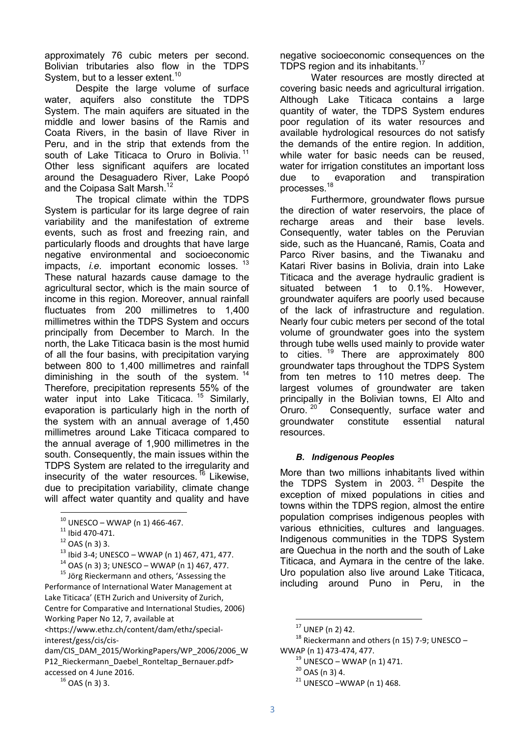approximately 76 cubic meters per second. Bolivian tributaries also flow in the TDPS System, but to a lesser extent.[10]

Despite the large volume of surface water, aquifers also constitute the TDPS System. The main aquifers are situated in the middle and lower basins of the Ramis and Coata Rivers, in the basin of Ilave River in Peru, and in the strip that extends from the south of Lake Titicaca to Oruro in Bolivia.[11] Other less significant aquifers are located around the Desaguadero River, Lake Poopó and the Coipasa Salt Marsh.[12]

The tropical climate within the TDPS System is particular for its large degree of rain variability and the manifestation of extreme events, such as frost and freezing rain, and particularly floods and droughts that have large negative environmental and socioeconomic impacts, *i.e.* important economic losses.[13] These natural hazards cause damage to the agricultural sector, which is the main source of income in this region. Moreover, annual rainfall fluctuates from 200 millimetres to 1,400 millimetres within the TDPS System and occurs principally from December to March. In the north, the Lake Titicaca basin is the most humid of all the four basins, with precipitation varying between 800 to 1,400 millimetres and rainfall diminishing in the south of the system.[14] Therefore, precipitation represents 55% of the water input into Lake Titicaca.[15] Similarly, evaporation is particularly high in the north of the system with an annual average of 1,450 millimetres around Lake Titicaca compared to the annual average of 1,900 millimetres in the south. Consequently, the main issues within the TDPS System are related to the irregularity and insecurity of the water resources.[16] Likewise, due to precipitation variability, climate change will affect water quantity and quality and have negative socioeconomic consequences on the TDPS region and its inhabitants.[17]

Water resources are mostly directed at covering basic needs and agricultural irrigation. Although Lake Titicaca contains a large quantity of water, the TDPS System endures poor regulation of its water resources and available hydrological resources do not satisfy the demands of the entire region. In addition, while water for basic needs can be reused, water for irrigation constitutes an important loss due to evaporation and transpiration processes.[18]

Furthermore, groundwater flows pursue the direction of water reservoirs, the place of recharge areas and their base levels. Consequently, water tables on the Peruvian side, such as the Huancané, Ramis, Coata and Parco River basins, and the Tiwanaku and Katari River basins in Bolivia, drain into Lake Titicaca and the average hydraulic gradient is situated between 1 to 0.1%. However, groundwater aquifers are poorly used because of the lack of infrastructure and regulation. Nearly four cubic meters per second of the total volume of groundwater goes into the system through tube wells used mainly to provide water to cities.[19] There are approximately 800 groundwater taps throughout the TDPS System from ten metres to 110 metres deep. The largest volumes of groundwater are taken principally in the Bolivian towns, El Alto and Oruro.[20] Consequently, surface water and groundwater constitute essential natural resources.

### *B. Indigenous Peoples*

More than two millions inhabitants lived within the TDPS System in 2003.[21] Despite the exception of mixed populations in cities and towns within the TDPS region, almost the entire population comprises indigenous peoples with various ethnicities, cultures and languages. Indigenous communities in the TDPS System are Quechua in the north and the south of Lake Titicaca, and Aymara in the centre of the lake. Uro population also live around Lake Titicaca, including around Puno in Peru, in the

---

[10] UNESCO – WWAP (n 1) 466-467.

[11] Ibid 470-471.

[12] OAS (n 3) 3.

[13] Ibid 3-4; UNESCO – WWAP (n 1) 467, 471, 477.

[14] OAS (n 3) 3; UNESCO – WWAP (n 1) 467, 477.

[15] Jörg Rieckermann and others, 'Assessing the Performance of International Water Management at Lake Titicaca' (ETH Zurich and University of Zurich, Centre for Comparative and International Studies, 2006) Working Paper No 12, 7, available at <https://www.ethz.ch/content/dam/ethz/special-interest/gess/cis/cis-dam/CIS_DAM_2015/WorkingPapers/WP_2006/2006_WP12_Rieckermann_Daebel_Ronteltap_Bernauer.pdf> accessed on 4 June 2016.

[16] OAS (n 3) 3.

[17] UNEP (n 2) 42.

[18] Rieckermann and others (n 15) 7-9; UNESCO – WWAP (n 1) 473-474, 477.

[19] UNESCO – WWAP (n 1) 471.

[20] OAS (n 3) 4.

[21] UNESCO –WWAP (n 1) 468.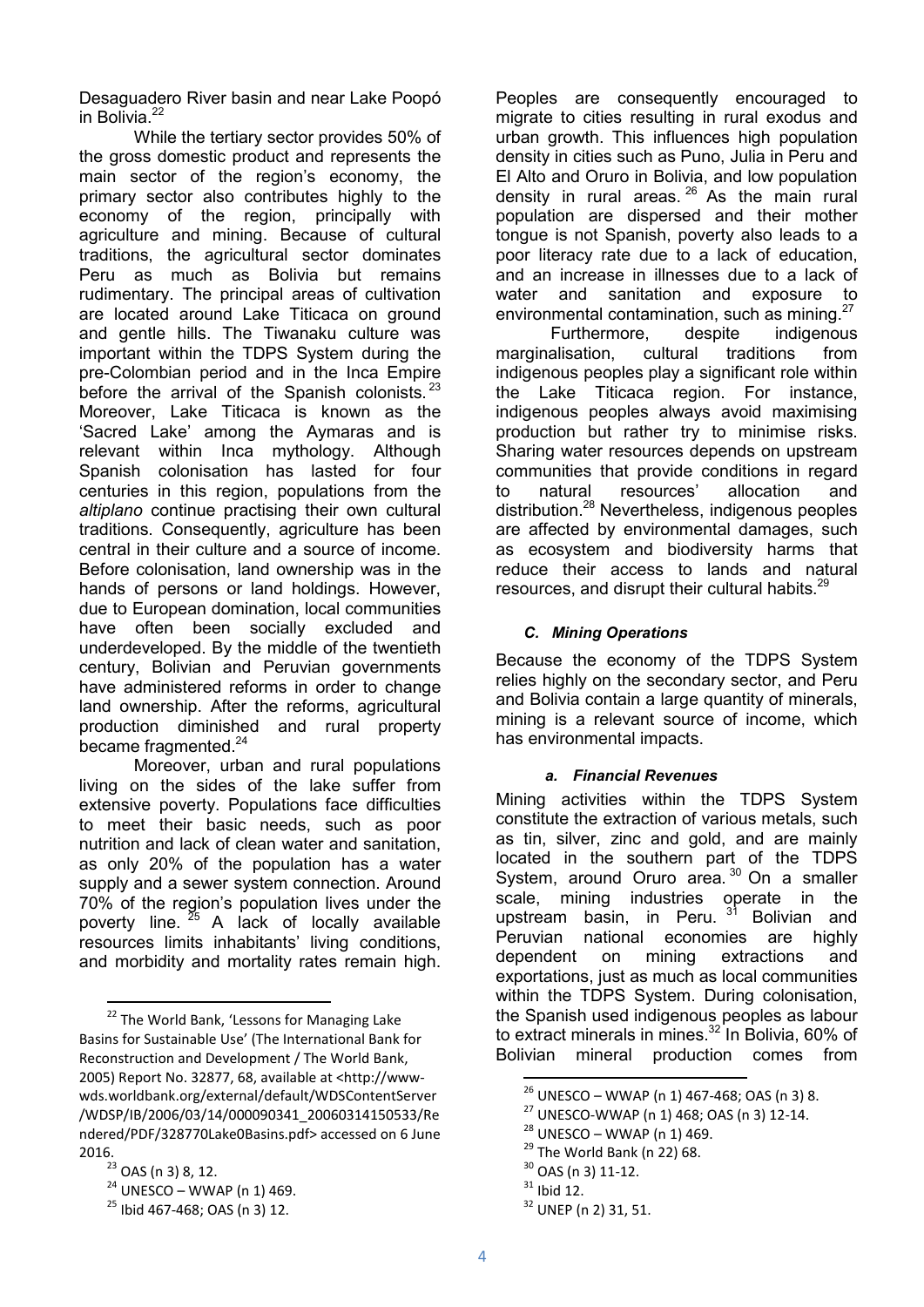Desaguadero River basin and near Lake Poopó in Bolivia.[22]

While the tertiary sector provides 50% of the gross domestic product and represents the main sector of the region's economy, the primary sector also contributes highly to the economy of the region, principally with agriculture and mining. Because of cultural traditions, the agricultural sector dominates Peru as much as Bolivia but remains rudimentary. The principal areas of cultivation are located around Lake Titicaca on ground and gentle hills. The Tiwanaku culture was important within the TDPS System during the pre-Colombian period and in the Inca Empire before the arrival of the Spanish colonists.[23] Moreover, Lake Titicaca is known as the 'Sacred Lake' among the Aymaras and is relevant within Inca mythology. Although Spanish colonisation has lasted for four centuries in this region, populations from the *altiplano* continue practising their own cultural traditions. Consequently, agriculture has been central in their culture and a source of income. Before colonisation, land ownership was in the hands of persons or land holdings. However, due to European domination, local communities have often been socially excluded and underdeveloped. By the middle of the twentieth century, Bolivian and Peruvian governments have administered reforms in order to change land ownership. After the reforms, agricultural production diminished and rural property became fragmented.[24]

Moreover, urban and rural populations living on the sides of the lake suffer from extensive poverty. Populations face difficulties to meet their basic needs, such as poor nutrition and lack of clean water and sanitation, as only 20% of the population has a water supply and a sewer system connection. Around 70% of the region's population lives under the poverty line.[25] A lack of locally available resources limits inhabitants' living conditions, and morbidity and mortality rates remain high. Peoples are consequently encouraged to migrate to cities resulting in rural exodus and urban growth. This influences high population density in cities such as Puno, Julia in Peru and El Alto and Oruro in Bolivia, and low population density in rural areas.[26] As the main rural population are dispersed and their mother tongue is not Spanish, poverty also leads to a poor literacy rate due to a lack of education, and an increase in illnesses due to a lack of water and sanitation and exposure to environmental contamination, such as mining.[27]

Furthermore, despite indigenous marginalisation, cultural traditions from indigenous peoples play a significant role within the Lake Titicaca region. For instance, indigenous peoples always avoid maximising production but rather try to minimise risks. Sharing water resources depends on upstream communities that provide conditions in regard to natural resources' allocation and distribution.[28] Nevertheless, indigenous peoples are affected by environmental damages, such as ecosystem and biodiversity harms that reduce their access to lands and natural resources, and disrupt their cultural habits.[29]

### *C. Mining Operations*

Because the economy of the TDPS System relies highly on the secondary sector, and Peru and Bolivia contain a large quantity of minerals, mining is a relevant source of income, which has environmental impacts.

#### *a. Financial Revenues*

Mining activities within the TDPS System constitute the extraction of various metals, such as tin, silver, zinc and gold, and are mainly located in the southern part of the TDPS System, around Oruro area.[30] On a smaller scale, mining industries operate in the upstream basin, in Peru.[31] Bolivian and Peruvian national economies are highly dependent on mining extractions and exportations, just as much as local communities within the TDPS System. During colonisation, the Spanish used indigenous peoples as labour to extract minerals in mines.[32] In Bolivia, 60% of Bolivian mineral production comes from

---

[22] The World Bank, 'Lessons for Managing Lake Basins for Sustainable Use' (The International Bank for Reconstruction and Development / The World Bank, 2005) Report No. 32877, 68, available at <http://www-wds.worldbank.org/external/default/WDSContentServer/WDSP/IB/2006/03/14/000090341_20060314150533/Rendered/PDF/328770Lake0Basins.pdf> accessed on 6 June 2016.

[23] OAS (n 3) 8, 12.

[24] UNESCO – WWAP (n 1) 469.

[25] Ibid 467-468; OAS (n 3) 12.

[26] UNESCO – WWAP (n 1) 467-468; OAS (n 3) 8.

[27] UNESCO-WWAP (n 1) 468; OAS (n 3) 12-14.

[28] UNESCO – WWAP (n 1) 469.

[29] The World Bank (n 22) 68.

[30] OAS (n 3) 11-12.

[31] Ibid 12.

[32] UNEP (n 2) 31, 51.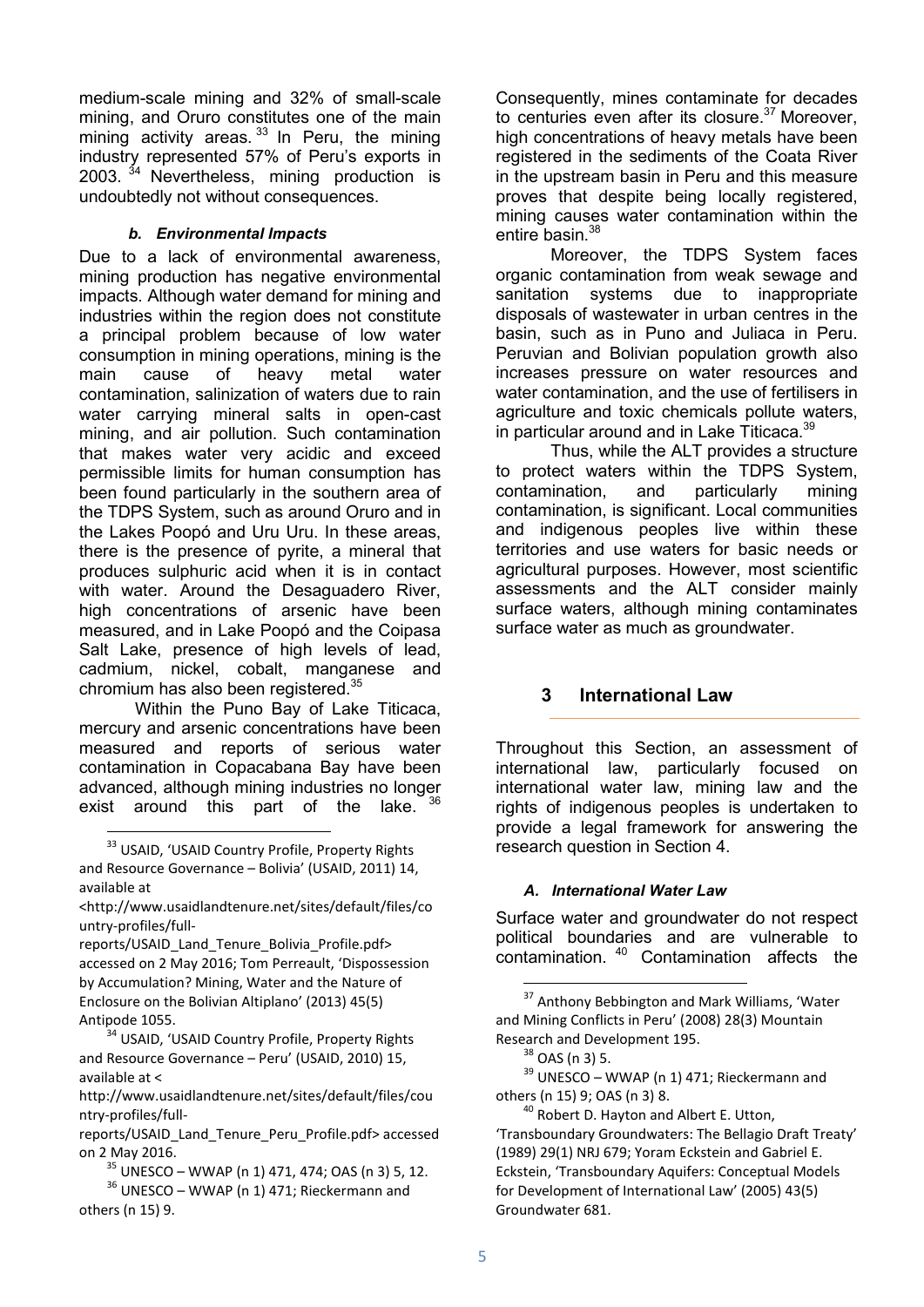medium-scale mining and 32% of small-scale mining, and Oruro constitutes one of the main mining activity areas.[33] In Peru, the mining industry represented 57% of Peru's exports in 2003.[34] Nevertheless, mining production is undoubtedly not without consequences.

#### *b. Environmental Impacts*

Due to a lack of environmental awareness, mining production has negative environmental impacts. Although water demand for mining and industries within the region does not constitute a principal problem because of low water consumption in mining operations, mining is the main cause of heavy metal water contamination, salinization of waters due to rain water carrying mineral salts in open-cast mining, and air pollution. Such contamination that makes water very acidic and exceed permissible limits for human consumption has been found particularly in the southern area of the TDPS System, such as around Oruro and in the Lakes Poopó and Uru Uru. In these areas, there is the presence of pyrite, a mineral that produces sulphuric acid when it is in contact with water. Around the Desaguadero River, high concentrations of arsenic have been measured, and in Lake Poopó and the Coipasa Salt Lake, presence of high levels of lead, cadmium, nickel, cobalt, manganese and chromium has also been registered.[35]

Within the Puno Bay of Lake Titicaca, mercury and arsenic concentrations have been measured and reports of serious water contamination in Copacabana Bay have been advanced, although mining industries no longer exist around this part of the lake.[36] Consequently, mines contaminate for decades to centuries even after its closure.[37] Moreover, high concentrations of heavy metals have been registered in the sediments of the Coata River in the upstream basin in Peru and this measure proves that despite being locally registered, mining causes water contamination within the entire basin.[38]

Moreover, the TDPS System faces organic contamination from weak sewage and sanitation systems due to inappropriate disposals of wastewater in urban centres in the basin, such as in Puno and Juliaca in Peru. Peruvian and Bolivian population growth also increases pressure on water resources and water contamination, and the use of fertilisers in agriculture and toxic chemicals pollute waters, in particular around and in Lake Titicaca.[39]

Thus, while the ALT provides a structure to protect waters within the TDPS System, contamination, and particularly mining contamination, is significant. Local communities and indigenous peoples live within these territories and use waters for basic needs or agricultural purposes. However, most scientific assessments and the ALT consider mainly surface waters, although mining contaminates surface water as much as groundwater.

## 3 International Law

Throughout this Section, an assessment of international law, particularly focused on international water law, mining law and the rights of indigenous peoples is undertaken to provide a legal framework for answering the research question in Section 4.

#### *A. International Water Law*

Surface water and groundwater do not respect political boundaries and are vulnerable to contamination.[40] Contamination affects the

---

[33] USAID, 'USAID Country Profile, Property Rights and Resource Governance – Bolivia' (USAID, 2011) 14, available at <http://www.usaidlandtenure.net/sites/default/files/country-profiles/full-reports/USAID_Land_Tenure_Bolivia_Profile.pdf> accessed on 2 May 2016; Tom Perreault, 'Dispossession by Accumulation? Mining, Water and the Nature of Enclosure on the Bolivian Altiplano' (2013) 45(5) Antipode 1055.

[34] USAID, 'USAID Country Profile, Property Rights and Resource Governance – Peru' (USAID, 2010) 15, available at < http://www.usaidlandtenure.net/sites/default/files/country-profiles/full-reports/USAID_Land_Tenure_Peru_Profile.pdf> accessed on 2 May 2016.

[35] UNESCO – WWAP (n 1) 471, 474; OAS (n 3) 5, 12.

[36] UNESCO – WWAP (n 1) 471; Rieckermann and others (n 15) 9.

[37] Anthony Bebbington and Mark Williams, 'Water and Mining Conflicts in Peru' (2008) 28(3) Mountain Research and Development 195.

[38] OAS (n 3) 5.

[39] UNESCO – WWAP (n 1) 471; Rieckermann and others (n 15) 9; OAS (n 3) 8.

[40] Robert D. Hayton and Albert E. Utton, 'Transboundary Groundwaters: The Bellagio Draft Treaty' (1989) 29(1) NRJ 679; Yoram Eckstein and Gabriel E. Eckstein, 'Transboundary Aquifers: Conceptual Models for Development of International Law' (2005) 43(5) Groundwater 681.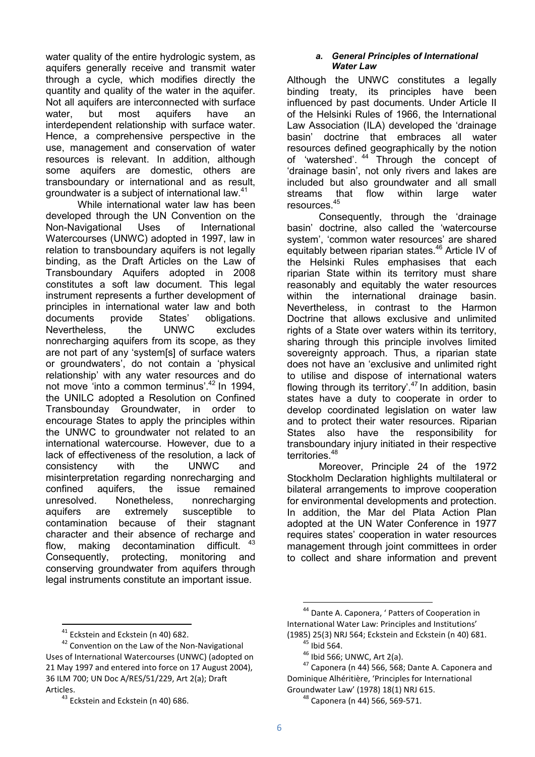water quality of the entire hydrologic system, as aquifers generally receive and transmit water through a cycle, which modifies directly the quantity and quality of the water in the aquifer. Not all aquifers are interconnected with surface water, but most aquifers have an interdependent relationship with surface water. Hence, a comprehensive perspective in the use, management and conservation of water resources is relevant. In addition, although some aquifers are domestic, others are transboundary or international and as result, groundwater is a subject of international law.[41]

While international water law has been developed through the UN Convention on the Non-Navigational Uses of International Watercourses (UNWC) adopted in 1997, law in relation to transboundary aquifers is not legally binding, as the Draft Articles on the Law of Transboundary Aquifers adopted in 2008 constitutes a soft law document. This legal instrument represents a further development of principles in international water law and both documents provide States' obligations. Nevertheless, the UNWC excludes nonrecharging aquifers from its scope, as they are not part of any 'system[s] of surface waters or groundwaters', do not contain a 'physical relationship' with any water resources and do not move 'into a common terminus'.[42] In 1994, the UNILC adopted a Resolution on Confined Transbounday Groundwater, in order to encourage States to apply the principles within the UNWC to groundwater not related to an international watercourse. However, due to a lack of effectiveness of the resolution, a lack of consistency with the UNWC and misinterpretation regarding nonrecharging and confined aquifers, the issue remained unresolved. Nonetheless, nonrecharging aquifers are extremely susceptible to contamination because of their stagnant character and their absence of recharge and flow, making decontamination difficult.[43] Consequently, protecting, monitoring and conserving groundwater from aquifers through legal instruments constitute an important issue.

### *a. General Principles of International Water Law*

Although the UNWC constitutes a legally binding treaty, its principles have been influenced by past documents. Under Article II of the Helsinki Rules of 1966, the International Law Association (ILA) developed the 'drainage basin' doctrine that embraces all water resources defined geographically by the notion of 'watershed'.[44] Through the concept of 'drainage basin', not only rivers and lakes are included but also groundwater and all small streams that flow within large water resources.[45]

Consequently, through the 'drainage basin' doctrine, also called the 'watercourse system', 'common water resources' are shared equitably between riparian states.[46] Article IV of the Helsinki Rules emphasises that each riparian State within its territory must share reasonably and equitably the water resources within the international drainage basin. Nevertheless, in contrast to the Harmon Doctrine that allows exclusive and unlimited rights of a State over waters within its territory, sharing through this principle involves limited sovereignty approach. Thus, a riparian state does not have an 'exclusive and unlimited right to utilise and dispose of international waters flowing through its territory'.[47] In addition, basin states have a duty to cooperate in order to develop coordinated legislation on water law and to protect their water resources. Riparian States also have the responsibility for transboundary injury initiated in their respective territories.[48]

Moreover, Principle 24 of the 1972 Stockholm Declaration highlights multilateral or bilateral arrangements to improve cooperation for environmental developments and protection. In addition, the Mar del Plata Action Plan adopted at the UN Water Conference in 1977 requires states' cooperation in water resources management through joint committees in order to collect and share information and prevent

---

[41] Eckstein and Eckstein (n 40) 682.

[42] Convention on the Law of the Non-Navigational Uses of International Watercourses (UNWC) (adopted on 21 May 1997 and entered into force on 17 August 2004), 36 ILM 700; UN Doc A/RES/51/229, Art 2(a); Draft Articles.

[43] Eckstein and Eckstein (n 40) 686.

[44] Dante A. Caponera, ' Patters of Cooperation in International Water Law: Principles and Institutions' (1985) 25(3) NRJ 564; Eckstein and Eckstein (n 40) 681.

[45] Ibid 564.

[46] Ibid 566; UNWC, Art 2(a).

[47] Caponera (n 44) 566, 568; Dante A. Caponera and Dominique Alhéritière, 'Principles for International Groundwater Law' (1978) 18(1) NRJ 615.

[48] Caponera (n 44) 566, 569-571.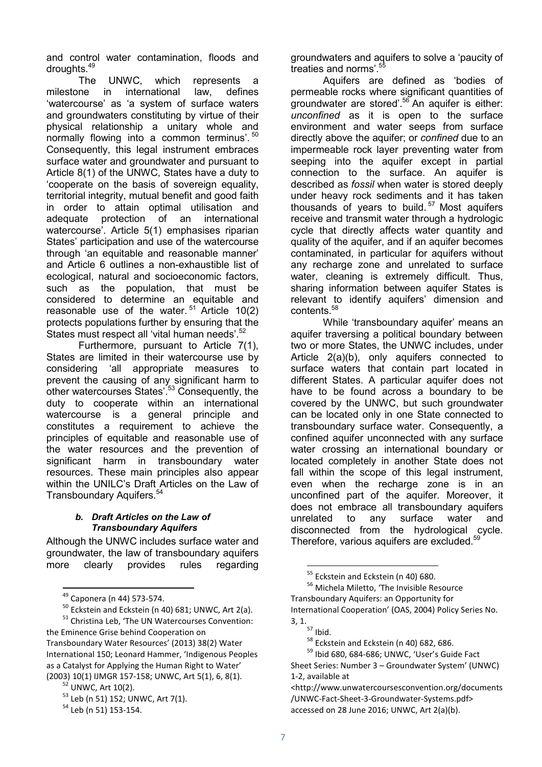and control water contamination, floods and droughts.[49]

The UNWC, which represents a milestone in international law, defines 'watercourse' as 'a system of surface waters and groundwaters constituting by virtue of their physical relationship a unitary whole and normally flowing into a common terminus'.[50] Consequently, this legal instrument embraces surface water and groundwater and pursuant to Article 8(1) of the UNWC, States have a duty to 'cooperate on the basis of sovereign equality, territorial integrity, mutual benefit and good faith in order to attain optimal utilisation and adequate protection of an international watercourse'. Article 5(1) emphasises riparian States' participation and use of the watercourse through 'an equitable and reasonable manner' and Article 6 outlines a non-exhaustible list of ecological, natural and socioeconomic factors, such as the population, that must be considered to determine an equitable and reasonable use of the water.[51] Article 10(2) protects populations further by ensuring that the States must respect all 'vital human needs'.[52]

Furthermore, pursuant to Article 7(1), States are limited in their watercourse use by considering 'all appropriate measures to prevent the causing of any significant harm to other watercourses States'.[53] Consequently, the duty to cooperate within an international watercourse is a general principle and constitutes a requirement to achieve the principles of equitable and reasonable use of the water resources and the prevention of significant harm in transboundary water resources. These main principles also appear within the UNILC's Draft Articles on the Law of Transboundary Aquifers.[54]

#### *b. Draft Articles on the Law of Transboundary Aquifers*

Although the UNWC includes surface water and groundwater, the law of transboundary aquifers more clearly provides rules regarding groundwaters and aquifers to solve a 'paucity of treaties and norms'.[55]

Aquifers are defined as 'bodies of permeable rocks where significant quantities of groundwater are stored'.[56] An aquifer is either: *unconfined* as it is open to the surface environment and water seeps from surface directly above the aquifer; or *confined* due to an impermeable rock layer preventing water from seeping into the aquifer except in partial connection to the surface. An aquifer is described as *fossil* when water is stored deeply under heavy rock sediments and it has taken thousands of years to build.[57] Most aquifers receive and transmit water through a hydrologic cycle that directly affects water quantity and quality of the aquifer, and if an aquifer becomes contaminated, in particular for aquifers without any recharge zone and unrelated to surface water, cleaning is extremely difficult. Thus, sharing information between aquifer States is relevant to identify aquifers' dimension and contents.[58]

While 'transboundary aquifer' means an aquifer traversing a political boundary between two or more States, the UNWC includes, under Article 2(a)(b), only aquifers connected to surface waters that contain part located in different States. A particular aquifer does not have to be found across a boundary to be covered by the UNWC, but such groundwater can be located only in one State connected to transboundary surface water. Consequently, a confined aquifer unconnected with any surface water crossing an international boundary or located completely in another State does not fall within the scope of this legal instrument, even when the recharge zone is in an unconfined part of the aquifer. Moreover, it does not embrace all transboundary aquifers unrelated to any surface water and disconnected from the hydrological cycle. Therefore, various aquifers are excluded.[59]

---

[49] Caponera (n 44) 573-574.

[50] Eckstein and Eckstein (n 40) 681; UNWC, Art 2(a).

[51] Christina Leb, 'The UN Watercourses Convention: the Eminence Grise behind Cooperation on Transboundary Water Resources' (2013) 38(2) Water International 150; Leonard Hammer, 'Indigenous Peoples as a Catalyst for Applying the Human Right to Water' (2003) 10(1) IJMGR 157-158; UNWC, Art 5(1), 6, 8(1).

[52] UNWC, Art 10(2).

[53] Leb (n 51) 152; UNWC, Art 7(1).

[54] Leb (n 51) 153-154.

[55] Eckstein and Eckstein (n 40) 680.

[56] Michela Miletto, 'The Invisible Resource Transboundary Aquifers: an Opportunity for International Cooperation' (OAS, 2004) Policy Series No. 3, 1.

[57] Ibid.

[58] Eckstein and Eckstein (n 40) 682, 686.

[59] Ibid 680, 684-686; UNWC, 'User's Guide Fact Sheet Series: Number 3 – Groundwater System' (UNWC) 1-2, available at <http://www.unwatercoursesconvention.org/documents/UNWC-Fact-Sheet-3-Groundwater-Systems.pdf> accessed on 28 June 2016; UNWC, Art 2(a)(b).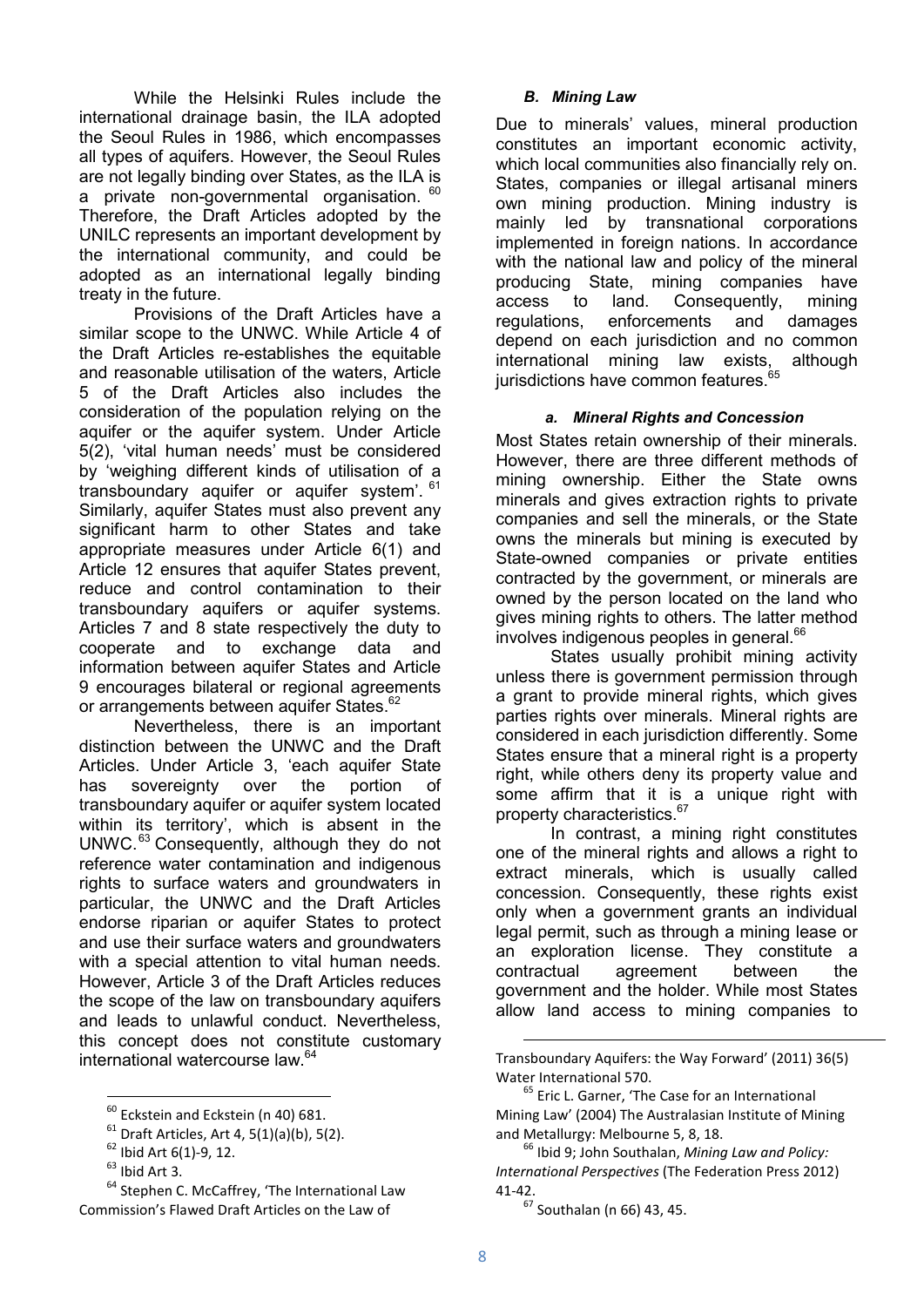While the Helsinki Rules include the international drainage basin, the ILA adopted the Seoul Rules in 1986, which encompasses all types of aquifers. However, the Seoul Rules are not legally binding over States, as the ILA is a private non-governmental organisation.[60] Therefore, the Draft Articles adopted by the UNILC represents an important development by the international community, and could be adopted as an international legally binding treaty in the future.

Provisions of the Draft Articles have a similar scope to the UNWC. While Article 4 of the Draft Articles re-establishes the equitable and reasonable utilisation of the waters, Article 5 of the Draft Articles also includes the consideration of the population relying on the aquifer or the aquifer system. Under Article 5(2), 'vital human needs' must be considered by 'weighing different kinds of utilisation of a transboundary aquifer or aquifer system'.[61] Similarly, aquifer States must also prevent any significant harm to other States and take appropriate measures under Article 6(1) and Article 12 ensures that aquifer States prevent, reduce and control contamination to their transboundary aquifers or aquifer systems. Articles 7 and 8 state respectively the duty to cooperate and to exchange data and information between aquifer States and Article 9 encourages bilateral or regional agreements or arrangements between aquifer States.[62]

Nevertheless, there is an important distinction between the UNWC and the Draft Articles. Under Article 3, 'each aquifer State has sovereignty over the portion of transboundary aquifer or aquifer system located within its territory', which is absent in the UNWC.[63] Consequently, although they do not reference water contamination and indigenous rights to surface waters and groundwaters in particular, the UNWC and the Draft Articles endorse riparian or aquifer States to protect and use their surface waters and groundwaters with a special attention to vital human needs. However, Article 3 of the Draft Articles reduces the scope of the law on transboundary aquifers and leads to unlawful conduct. Nevertheless, this concept does not constitute customary international watercourse law.[64]

### *B. Mining Law*

Due to minerals' values, mineral production constitutes an important economic activity, which local communities also financially rely on. States, companies or illegal artisanal miners own mining production. Mining industry is mainly led by transnational corporations implemented in foreign nations. In accordance with the national law and policy of the mineral producing State, mining companies have access to land. Consequently, mining regulations, enforcements and damages depend on each jurisdiction and no common international mining law exists, although jurisdictions have common features.[65]

#### *a. Mineral Rights and Concession*

Most States retain ownership of their minerals. However, there are three different methods of mining ownership. Either the State owns minerals and gives extraction rights to private companies and sell the minerals, or the State owns the minerals but mining is executed by State-owned companies or private entities contracted by the government, or minerals are owned by the person located on the land who gives mining rights to others. The latter method involves indigenous peoples in general.[66]

States usually prohibit mining activity unless there is government permission through a grant to provide mineral rights, which gives parties rights over minerals. Mineral rights are considered in each jurisdiction differently. Some States ensure that a mineral right is a property right, while others deny its property value and some affirm that it is a unique right with property characteristics.[67]

In contrast, a mining right constitutes one of the mineral rights and allows a right to extract minerals, which is usually called concession. Consequently, these rights exist only when a government grants an individual legal permit, such as through a mining lease or an exploration license. They constitute a contractual agreement between the government and the holder. While most States allow land access to mining companies to

---

[60] Eckstein and Eckstein (n 40) 681.

[61] Draft Articles, Art 4, 5(1)(a)(b), 5(2).

[62] Ibid Art 6(1)-9, 12.

[63] Ibid Art 3.

[64] Stephen C. McCaffrey, 'The International Law Commission's Flawed Draft Articles on the Law of Transboundary Aquifers: the Way Forward' (2011) 36(5) Water International 570.

[65] Eric L. Garner, 'The Case for an International Mining Law' (2004) The Australasian Institute of Mining and Metallurgy: Melbourne 5, 8, 18.

[66] Ibid 9; John Southalan, *Mining Law and Policy: International Perspectives* (The Federation Press 2012) 41-42.

[67] Southalan (n 66) 43, 45.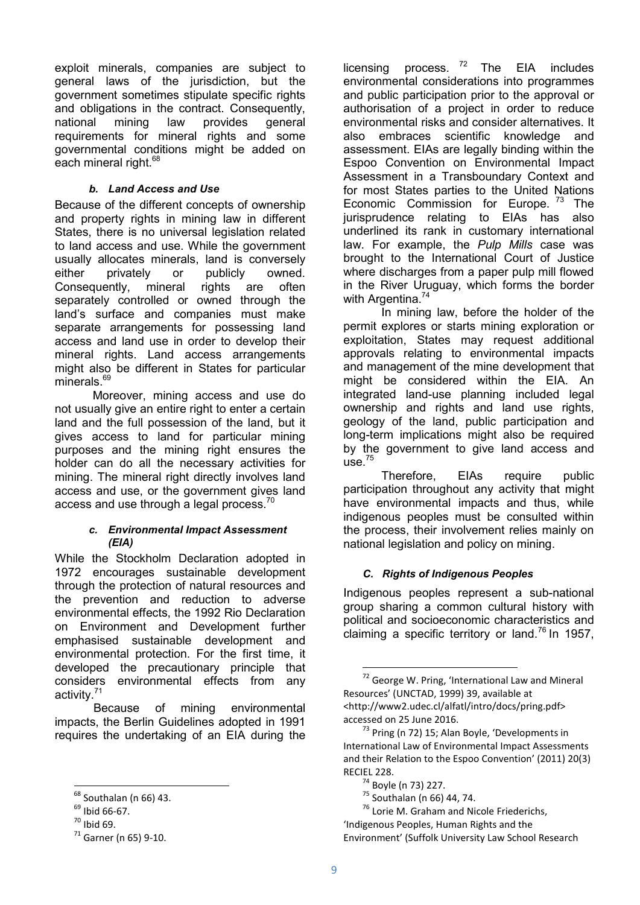exploit minerals, companies are subject to general laws of the jurisdiction, but the government sometimes stipulate specific rights and obligations in the contract. Consequently, national mining law provides general requirements for mineral rights and some governmental conditions might be added on each mineral right.[68]

#### *b. Land Access and Use*

Because of the different concepts of ownership and property rights in mining law in different States, there is no universal legislation related to land access and use. While the government usually allocates minerals, land is conversely either privately or publicly owned. Consequently, mineral rights are often separately controlled or owned through the land's surface and companies must make separate arrangements for possessing land access and land use in order to develop their mineral rights. Land access arrangements might also be different in States for particular minerals.[69]

Moreover, mining access and use do not usually give an entire right to enter a certain land and the full possession of the land, but it gives access to land for particular mining purposes and the mining right ensures the holder can do all the necessary activities for mining. The mineral right directly involves land access and use, or the government gives land access and use through a legal process.[70]

#### *c. Environmental Impact Assessment (EIA)*

While the Stockholm Declaration adopted in 1972 encourages sustainable development through the protection of natural resources and the prevention and reduction to adverse environmental effects, the 1992 Rio Declaration on Environment and Development further emphasised sustainable development and environmental protection. For the first time, it developed the precautionary principle that considers environmental effects from any activity.[71]

Because of mining environmental impacts, the Berlin Guidelines adopted in 1991 requires the undertaking of an EIA during the licensing process.[72] The EIA includes environmental considerations into programmes and public participation prior to the approval or authorisation of a project in order to reduce environmental risks and consider alternatives. It also embraces scientific knowledge and assessment. EIAs are legally binding within the Espoo Convention on Environmental Impact Assessment in a Transboundary Context and for most States parties to the United Nations Economic Commission for Europe.[73] The jurisprudence relating to EIAs has also underlined its rank in customary international law. For example, the *Pulp Mills* case was brought to the International Court of Justice where discharges from a paper pulp mill flowed in the River Uruguay, which forms the border with Argentina.[74]

In mining law, before the holder of the permit explores or starts mining exploration or exploitation, States may request additional approvals relating to environmental impacts and management of the mine development that might be considered within the EIA. An integrated land-use planning included legal ownership and rights and land use rights, geology of the land, public participation and long-term implications might also be required by the government to give land access and use.[75]

Therefore, EIAs require public participation throughout any activity that might have environmental impacts and thus, while indigenous peoples must be consulted within the process, their involvement relies mainly on national legislation and policy on mining.

### *C. Rights of Indigenous Peoples*

Indigenous peoples represent a sub-national group sharing a common cultural history with political and socioeconomic characteristics and claiming a specific territory or land.[76] In 1957,

---

[68] Southalan (n 66) 43.

[69] Ibid 66-67.

[70] Ibid 69.

[71] Garner (n 65) 9-10.

[72] George W. Pring, 'International Law and Mineral Resources' (UNCTAD, 1999) 39, available at <http://www2.udec.cl/alfatl/intro/docs/pring.pdf> accessed on 25 June 2016.

[73] Pring (n 72) 15; Alan Boyle, 'Developments in International Law of Environmental Impact Assessments and their Relation to the Espoo Convention' (2011) 20(3) RECIEL 228.

[74] Boyle (n 73) 227.

[75] Southalan (n 66) 44, 74.

[76] Lorie M. Graham and Nicole Friederichs, 'Indigenous Peoples, Human Rights and the Environment' (Suffolk University Law School Research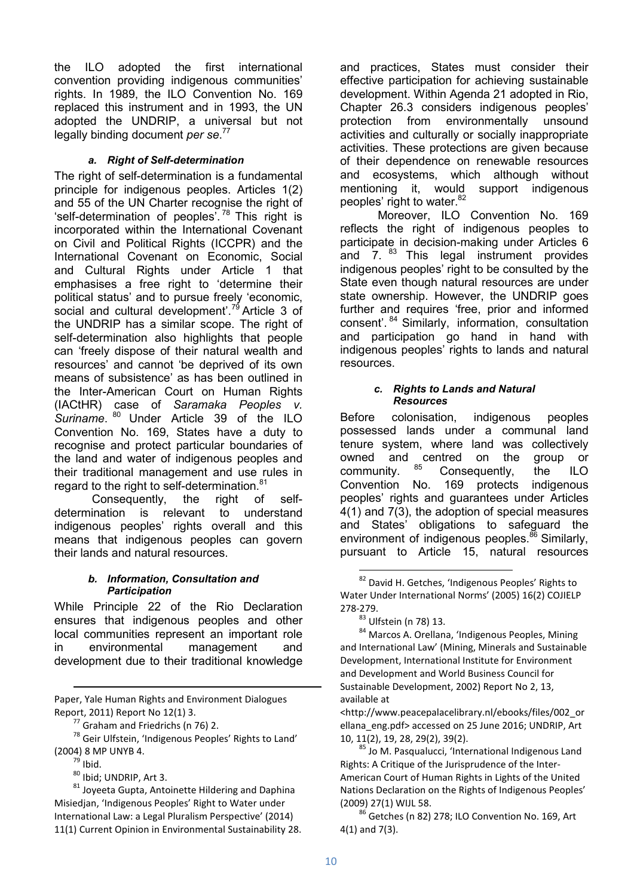the ILO adopted the first international convention providing indigenous communities' rights. In 1989, the ILO Convention No. 169 replaced this instrument and in 1993, the UN adopted the UNDRIP, a universal but not legally binding document *per se*.[77]

### *a. Right of Self-determination*

The right of self-determination is a fundamental principle for indigenous peoples. Articles 1(2) and 55 of the UN Charter recognise the right of 'self-determination of peoples'.[78] This right is incorporated within the International Covenant on Civil and Political Rights (ICCPR) and the International Covenant on Economic, Social and Cultural Rights under Article 1 that emphasises a free right to 'determine their political status' and to pursue freely 'economic, social and cultural development'.[79] Article 3 of the UNDRIP has a similar scope. The right of self-determination also highlights that people can 'freely dispose of their natural wealth and resources' and cannot 'be deprived of its own means of subsistence' as has been outlined in the Inter-American Court on Human Rights (IACtHR) case of *Saramaka Peoples v. Suriname*.[80] Under Article 39 of the ILO Convention No. 169, States have a duty to recognise and protect particular boundaries of the land and water of indigenous peoples and their traditional management and use rules in regard to the right to self-determination.[81]

Consequently, the right of self-determination is relevant to understand indigenous peoples' rights overall and this means that indigenous peoples can govern their lands and natural resources.

### *b. Information, Consultation and Participation*

While Principle 22 of the Rio Declaration ensures that indigenous peoples and other local communities represent an important role in environmental management and development due to their traditional knowledge and practices, States must consider their effective participation for achieving sustainable development. Within Agenda 21 adopted in Rio, Chapter 26.3 considers indigenous peoples' protection from environmentally unsound activities and culturally or socially inappropriate activities. These protections are given because of their dependence on renewable resources and ecosystems, which although without mentioning it, would support indigenous peoples' right to water.[82]

Moreover, ILO Convention No. 169 reflects the right of indigenous peoples to participate in decision-making under Articles 6 and 7.[83] This legal instrument provides indigenous peoples' right to be consulted by the State even though natural resources are under state ownership. However, the UNDRIP goes further and requires 'free, prior and informed consent'.[84] Similarly, information, consultation and participation go hand in hand with indigenous peoples' rights to lands and natural resources.

### *c. Rights to Lands and Natural Resources*

Before colonisation, indigenous peoples possessed lands under a communal land tenure system, where land was collectively owned and centred on the group or community.[85] Consequently, the ILO Convention No. 169 protects indigenous peoples' rights and guarantees under Articles 4(1) and 7(3), the adoption of special measures and States' obligations to safeguard the environment of indigenous peoples.[86] Similarly, pursuant to Article 15, natural resources

---

Paper, Yale Human Rights and Environment Dialogues Report, 2011) Report No 12(1) 3.

[77] Graham and Friedrichs (n 76) 2.

[78] Geir Ulfstein, 'Indigenous Peoples' Rights to Land' (2004) 8 MP UNYB 4.

[79] Ibid.

[80] Ibid; UNDRIP, Art 3.

[81] Joyeeta Gupta, Antoinette Hildering and Daphina Misiedjan, 'Indigenous Peoples' Right to Water under International Law: a Legal Pluralism Perspective' (2014) 11(1) Current Opinion in Environmental Sustainability 28.

[82] David H. Getches, 'Indigenous Peoples' Rights to Water Under International Norms' (2005) 16(2) COJIELP 278-279.

[83] Ulfstein (n 78) 13.

[84] Marcos A. Orellana, 'Indigenous Peoples, Mining and International Law' (Mining, Minerals and Sustainable Development, International Institute for Environment and Development and World Business Council for Sustainable Development, 2002) Report No 2, 13, available at <http://www.peacepalacelibrary.nl/ebooks/files/002_orellana_eng.pdf> accessed on 25 June 2016; UNDRIP, Art 10, 11(2), 19, 28, 29(2), 39(2).

[85] Jo M. Pasqualucci, 'International Indigenous Land Rights: A Critique of the Jurisprudence of the Inter-American Court of Human Rights in Lights of the United Nations Declaration on the Rights of Indigenous Peoples' (2009) 27(1) WIJL 58.

[86] Getches (n 82) 278; ILO Convention No. 169, Art 4(1) and 7(3).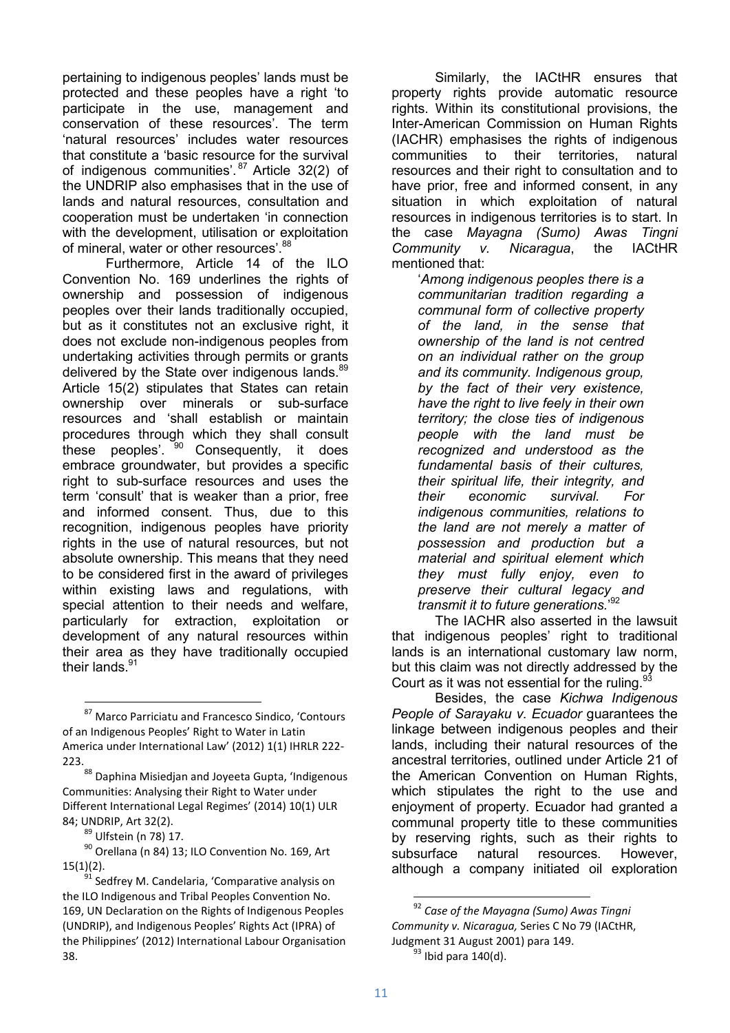pertaining to indigenous peoples' lands must be protected and these peoples have a right 'to participate in the use, management and conservation of these resources'. The term 'natural resources' includes water resources that constitute a 'basic resource for the survival of indigenous communities'.[87] Article 32(2) of the UNDRIP also emphasises that in the use of lands and natural resources, consultation and cooperation must be undertaken 'in connection with the development, utilisation or exploitation of mineral, water or other resources'.[88]

Furthermore, Article 14 of the ILO Convention No. 169 underlines the rights of ownership and possession of indigenous peoples over their lands traditionally occupied, but as it constitutes not an exclusive right, it does not exclude non-indigenous peoples from undertaking activities through permits or grants delivered by the State over indigenous lands.[89] Article 15(2) stipulates that States can retain ownership over minerals or sub-surface resources and 'shall establish or maintain procedures through which they shall consult these peoples'.[90] Consequently, it does embrace groundwater, but provides a specific right to sub-surface resources and uses the term 'consult' that is weaker than a prior, free and informed consent. Thus, due to this recognition, indigenous peoples have priority rights in the use of natural resources, but not absolute ownership. This means that they need to be considered first in the award of privileges within existing laws and regulations, with special attention to their needs and welfare, particularly for extraction, exploitation or development of any natural resources within their area as they have traditionally occupied their lands.[91]

Similarly, the IACtHR ensures that property rights provide automatic resource rights. Within its constitutional provisions, the Inter-American Commission on Human Rights (IACHR) emphasises the rights of indigenous communities to their territories, natural resources and their right to consultation and to have prior, free and informed consent, in any situation in which exploitation of natural resources in indigenous territories is to start. In the case *Mayagna (Sumo) Awas Tingni Community v. Nicaragua*, the IACtHR mentioned that:

> '*Among indigenous peoples there is a communitarian tradition regarding a communal form of collective property of the land, in the sense that ownership of the land is not centred on an individual rather on the group and its community. Indigenous group, by the fact of their very existence, have the right to live feely in their own territory; the close ties of indigenous people with the land must be recognized and understood as the fundamental basis of their cultures, their spiritual life, their integrity, and their economic survival. For indigenous communities, relations to the land are not merely a matter of possession and production but a material and spiritual element which they must fully enjoy, even to preserve their cultural legacy and transmit it to future generations.*'[92]

The IACHR also asserted in the lawsuit that indigenous peoples' right to traditional lands is an international customary law norm, but this claim was not directly addressed by the Court as it was not essential for the ruling.[93]

Besides, the case *Kichwa Indigenous People of Sarayaku v. Ecuador* guarantees the linkage between indigenous peoples and their lands, including their natural resources of the ancestral territories, outlined under Article 21 of the American Convention on Human Rights, which stipulates the right to the use and enjoyment of property. Ecuador had granted a communal property title to these communities by reserving rights, such as their rights to subsurface natural resources. However, although a company initiated oil exploration

---

[87] Marco Parriciatu and Francesco Sindico, 'Contours of an Indigenous Peoples' Right to Water in Latin America under International Law' (2012) 1(1) IHRLR 222-223.

[88] Daphina Misiedjan and Joyeeta Gupta, 'Indigenous Communities: Analysing their Right to Water under Different International Legal Regimes' (2014) 10(1) ULR 84; UNDRIP, Art 32(2).

[89] Ulfstein (n 78) 17.

[90] Orellana (n 84) 13; ILO Convention No. 169, Art 15(1)(2).

[91] Sedfrey M. Candelaria, 'Comparative analysis on the ILO Indigenous and Tribal Peoples Convention No. 169, UN Declaration on the Rights of Indigenous Peoples (UNDRIP), and Indigenous Peoples' Rights Act (IPRA) of the Philippines' (2012) International Labour Organisation 38.

[92] *Case of the Mayagna (Sumo) Awas Tingni Community v. Nicaragua,* Series C No 79 (IACtHR, Judgment 31 August 2001) para 149.

[93] Ibid para 140(d).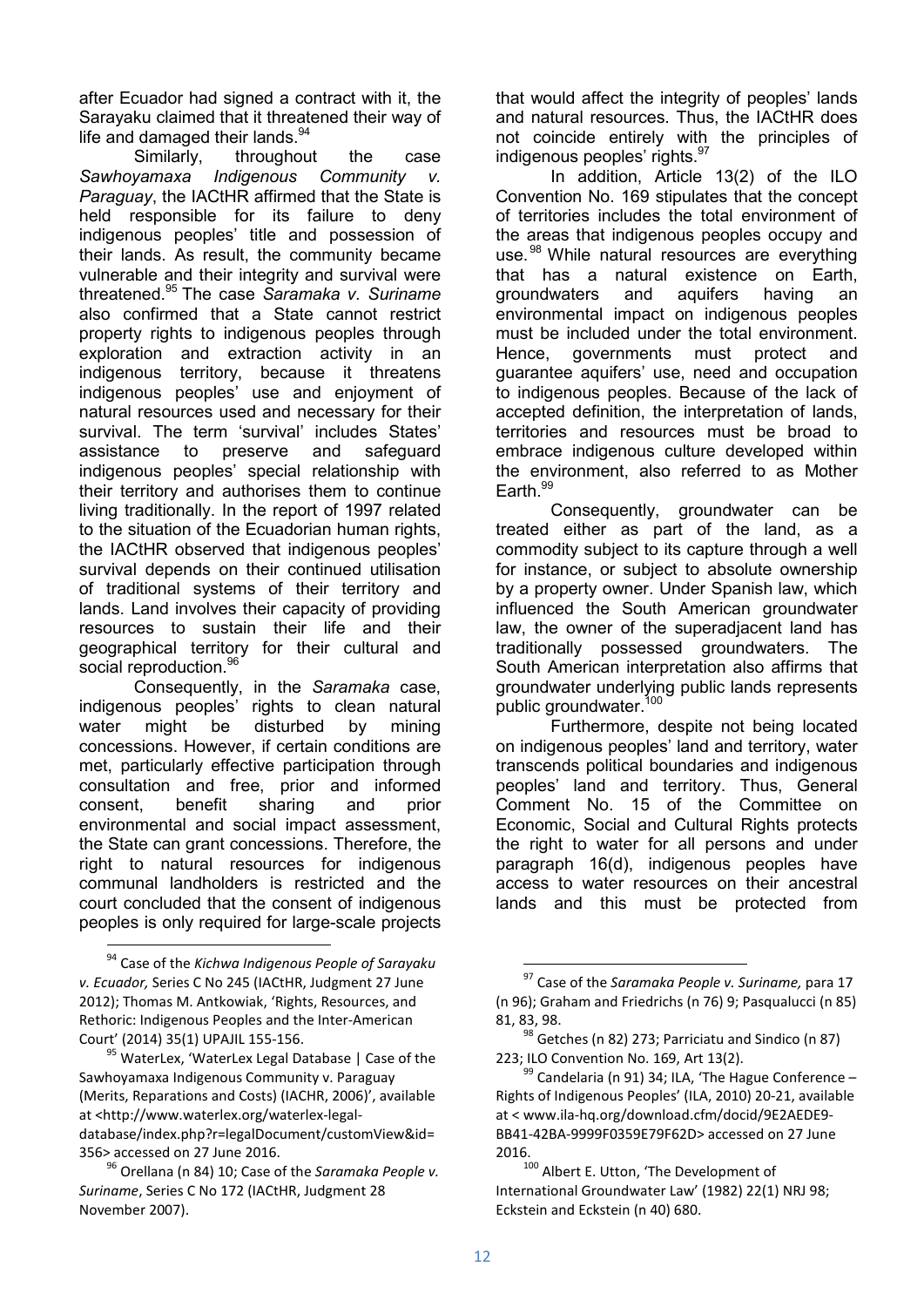after Ecuador had signed a contract with it, the Sarayaku claimed that it threatened their way of life and damaged their lands.[94]

Similarly, throughout the case *Sawhoyamaxa Indigenous Community v. Paraguay*, the IACtHR affirmed that the State is held responsible for its failure to deny indigenous peoples' title and possession of their lands. As result, the community became vulnerable and their integrity and survival were threatened.[95] The case *Saramaka v. Suriname* also confirmed that a State cannot restrict property rights to indigenous peoples through exploration and extraction activity in an indigenous territory, because it threatens indigenous peoples' use and enjoyment of natural resources used and necessary for their survival. The term 'survival' includes States' assistance to preserve and safeguard indigenous peoples' special relationship with their territory and authorises them to continue living traditionally. In the report of 1997 related to the situation of the Ecuadorian human rights, the IACtHR observed that indigenous peoples' survival depends on their continued utilisation of traditional systems of their territory and lands. Land involves their capacity of providing resources to sustain their life and their geographical territory for their cultural and social reproduction.[96]

Consequently, in the *Saramaka* case, indigenous peoples' rights to clean natural water might be disturbed by mining concessions. However, if certain conditions are met, particularly effective participation through consultation and free, prior and informed consent, benefit sharing and prior environmental and social impact assessment, the State can grant concessions. Therefore, the right to natural resources for indigenous communal landholders is restricted and the court concluded that the consent of indigenous peoples is only required for large-scale projects that would affect the integrity of peoples' lands and natural resources. Thus, the IACtHR does not coincide entirely with the principles of indigenous peoples' rights.[97]

In addition, Article 13(2) of the ILO Convention No. 169 stipulates that the concept of territories includes the total environment of the areas that indigenous peoples occupy and use.[98] While natural resources are everything that has a natural existence on Earth, groundwaters and aquifers having an environmental impact on indigenous peoples must be included under the total environment. Hence, governments must protect and guarantee aquifers' use, need and occupation to indigenous peoples. Because of the lack of accepted definition, the interpretation of lands, territories and resources must be broad to embrace indigenous culture developed within the environment, also referred to as Mother Earth.[99]

Consequently, groundwater can be treated either as part of the land, as a commodity subject to its capture through a well for instance, or subject to absolute ownership by a property owner. Under Spanish law, which influenced the South American groundwater law, the owner of the superadjacent land has traditionally possessed groundwaters. The South American interpretation also affirms that groundwater underlying public lands represents public groundwater.[100]

Furthermore, despite not being located on indigenous peoples' land and territory, water transcends political boundaries and indigenous peoples' land and territory. Thus, General Comment No. 15 of the Committee on Economic, Social and Cultural Rights protects the right to water for all persons and under paragraph 16(d), indigenous peoples have access to water resources on their ancestral lands and this must be protected from

---

[94] Case of the *Kichwa Indigenous People of Sarayaku v. Ecuador,* Series C No 245 (IACtHR, Judgment 27 June 2012); Thomas M. Antkowiak, 'Rights, Resources, and Rethoric: Indigenous Peoples and the Inter-American Court' (2014) 35(1) UPAJIL 155-156.

[95] WaterLex, 'WaterLex Legal Database | Case of the Sawhoyamaxa Indigenous Community v. Paraguay (Merits, Reparations and Costs) (IACHR, 2006)', available at <http://www.waterlex.org/waterlex-legal-database/index.php?r=legalDocument/customView&id=356> accessed on 27 June 2016.

[96] Orellana (n 84) 10; Case of the *Saramaka People v. Suriname*, Series C No 172 (IACtHR, Judgment 28 November 2007).

[97] Case of the *Saramaka People v. Suriname,* para 17 (n 96); Graham and Friedrichs (n 76) 9; Pasqualucci (n 85) 81, 83, 98.

[98] Getches (n 82) 273; Parriciatu and Sindico (n 87) 223; ILO Convention No. 169, Art 13(2).

[99] Candelaria (n 91) 34; ILA, 'The Hague Conference – Rights of Indigenous Peoples' (ILA, 2010) 20-21, available at < www.ila-hq.org/download.cfm/docid/9E2AEDE9-BB41-42BA-9999F0359E79F62D> accessed on 27 June 2016.

[100] Albert E. Utton, 'The Development of International Groundwater Law' (1982) 22(1) NRJ 98; Eckstein and Eckstein (n 40) 680.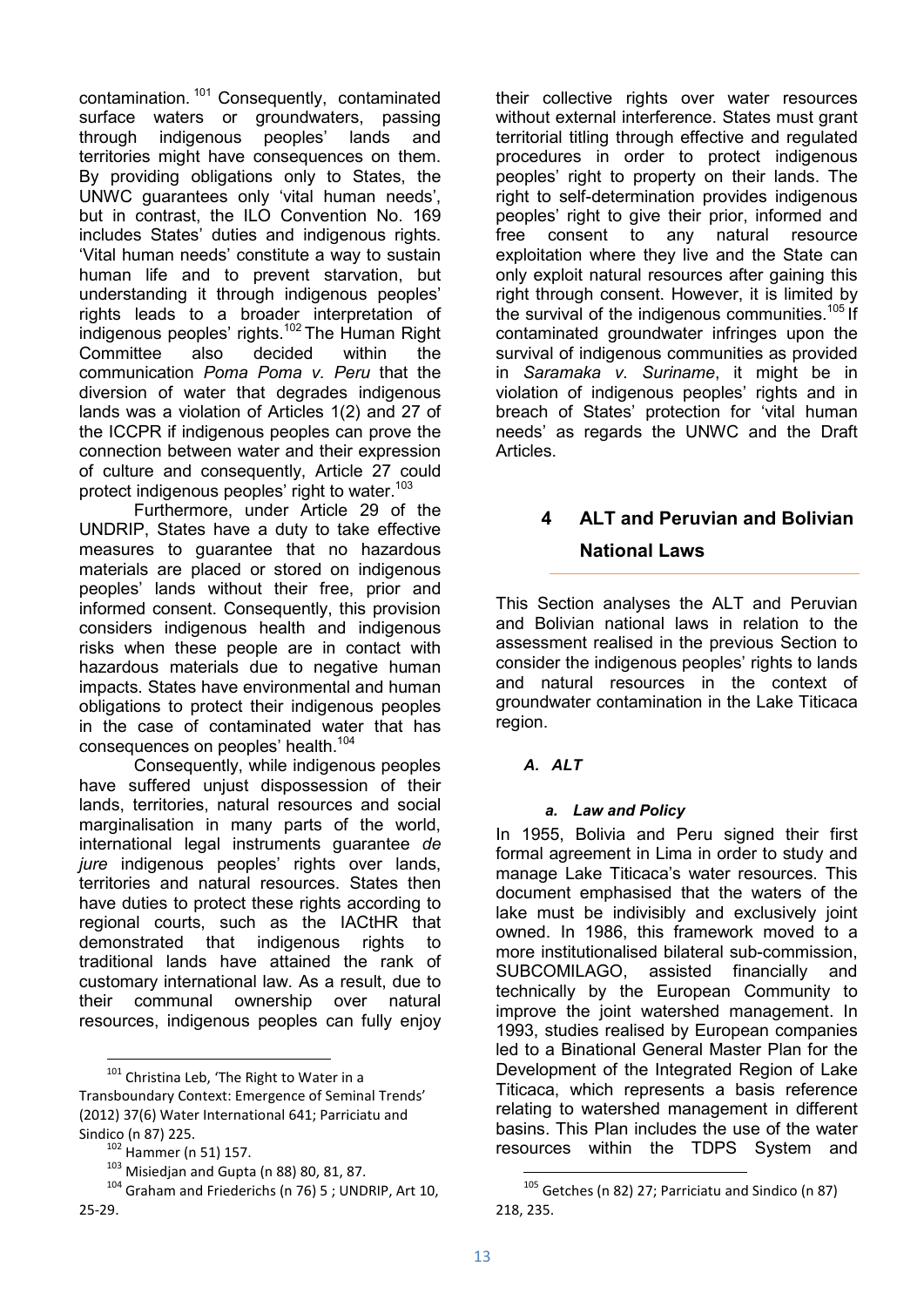contamination.[101] Consequently, contaminated surface waters or groundwaters, passing through indigenous peoples' lands and territories might have consequences on them. By providing obligations only to States, the UNWC guarantees only 'vital human needs', but in contrast, the ILO Convention No. 169 includes States' duties and indigenous rights. 'Vital human needs' constitute a way to sustain human life and to prevent starvation, but understanding it through indigenous peoples' rights leads to a broader interpretation of indigenous peoples' rights.[102] The Human Right Committee also decided within the communication *Poma Poma v. Peru* that the diversion of water that degrades indigenous lands was a violation of Articles 1(2) and 27 of the ICCPR if indigenous peoples can prove the connection between water and their expression of culture and consequently, Article 27 could protect indigenous peoples' right to water.[103]

Furthermore, under Article 29 of the UNDRIP, States have a duty to take effective measures to guarantee that no hazardous materials are placed or stored on indigenous peoples' lands without their free, prior and informed consent. Consequently, this provision considers indigenous health and indigenous risks when these people are in contact with hazardous materials due to negative human impacts. States have environmental and human obligations to protect their indigenous peoples in the case of contaminated water that has consequences on peoples' health.[104]

Consequently, while indigenous peoples have suffered unjust dispossession of their lands, territories, natural resources and social marginalisation in many parts of the world, international legal instruments guarantee *de jure* indigenous peoples' rights over lands, territories and natural resources. States then have duties to protect these rights according to regional courts, such as the IACtHR that demonstrated that indigenous rights to traditional lands have attained the rank of customary international law. As a result, due to their communal ownership over natural resources, indigenous peoples can fully enjoy their collective rights over water resources without external interference. States must grant territorial titling through effective and regulated procedures in order to protect indigenous peoples' right to property on their lands. The right to self-determination provides indigenous peoples' right to give their prior, informed and free consent to any natural resource exploitation where they live and the State can only exploit natural resources after gaining this right through consent. However, it is limited by the survival of the indigenous communities.[105] If contaminated groundwater infringes upon the survival of indigenous communities as provided in *Saramaka v. Suriname*, it might be in violation of indigenous peoples' rights and in breach of States' protection for 'vital human needs' as regards the UNWC and the Draft Articles.

## 4 ALT and Peruvian and Bolivian National Laws

This Section analyses the ALT and Peruvian and Bolivian national laws in relation to the assessment realised in the previous Section to consider the indigenous peoples' rights to lands and natural resources in the context of groundwater contamination in the Lake Titicaca region.

### *A. ALT*

#### *a. Law and Policy*

In 1955, Bolivia and Peru signed their first formal agreement in Lima in order to study and manage Lake Titicaca's water resources. This document emphasised that the waters of the lake must be indivisibly and exclusively joint owned. In 1986, this framework moved to a more institutionalised bilateral sub-commission, SUBCOMILAGO, assisted financially and technically by the European Community to improve the joint watershed management. In 1993, studies realised by European companies led to a Binational General Master Plan for the Development of the Integrated Region of Lake Titicaca, which represents a basis reference relating to watershed management in different basins. This Plan includes the use of the water resources within the TDPS System and

---

[101] Christina Leb, 'The Right to Water in a Transboundary Context: Emergence of Seminal Trends' (2012) 37(6) Water International 641; Parriciatu and Sindico (n 87) 225.

[102] Hammer (n 51) 157.

[103] Misiedjan and Gupta (n 88) 80, 81, 87.

[104] Graham and Friederichs (n 76) 5 ; UNDRIP, Art 10, 25-29.

[105] Getches (n 82) 27; Parriciatu and Sindico (n 87) 218, 235.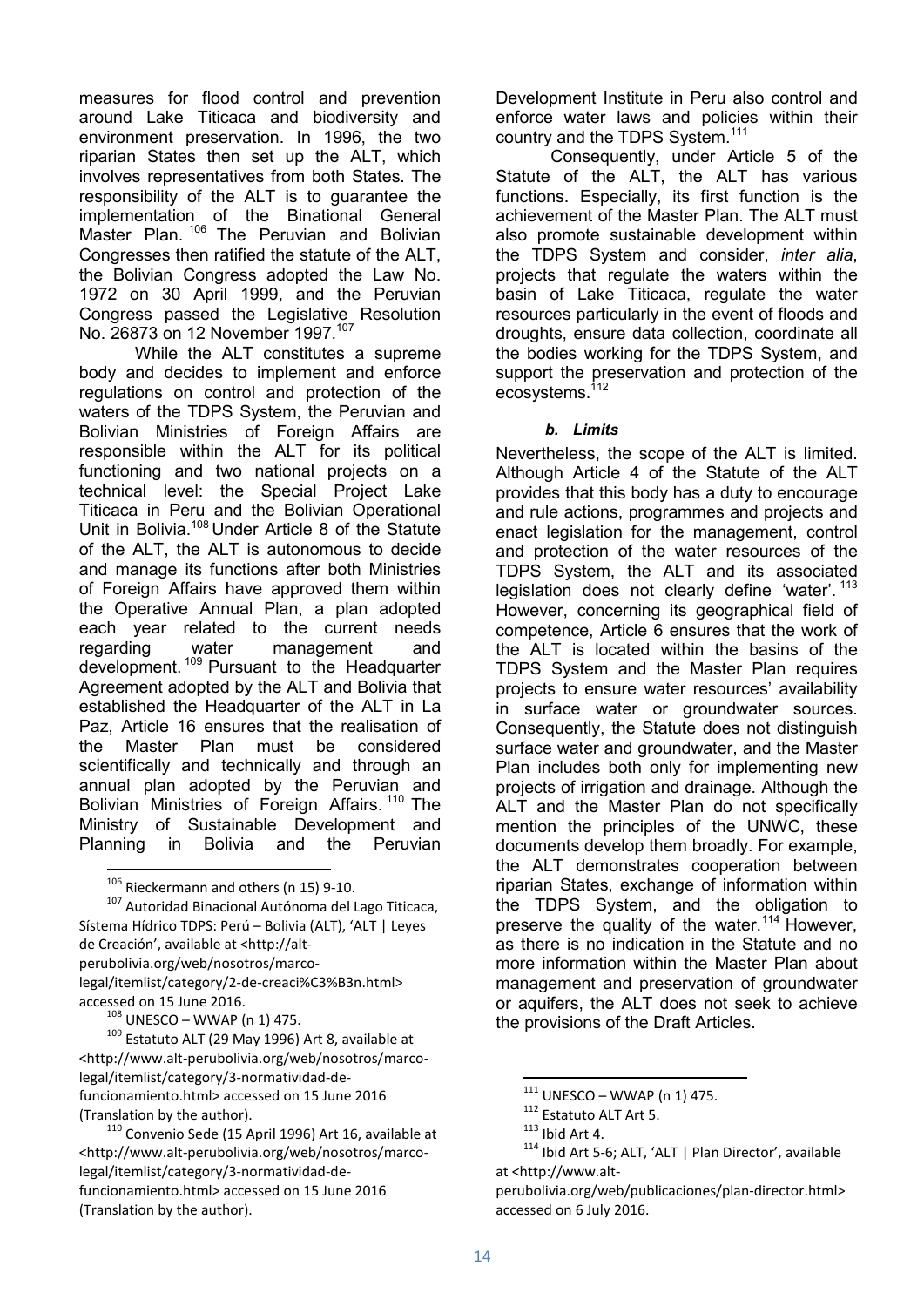measures for flood control and prevention around Lake Titicaca and biodiversity and environment preservation. In 1996, the two riparian States then set up the ALT, which involves representatives from both States. The responsibility of the ALT is to guarantee the implementation of the Binational General Master Plan.[106] The Peruvian and Bolivian Congresses then ratified the statute of the ALT, the Bolivian Congress adopted the Law No. 1972 on 30 April 1999, and the Peruvian Congress passed the Legislative Resolution No. 26873 on 12 November 1997.[107]

While the ALT constitutes a supreme body and decides to implement and enforce regulations on control and protection of the waters of the TDPS System, the Peruvian and Bolivian Ministries of Foreign Affairs are responsible within the ALT for its political functioning and two national projects on a technical level: the Special Project Lake Titicaca in Peru and the Bolivian Operational Unit in Bolivia.[108] Under Article 8 of the Statute of the ALT, the ALT is autonomous to decide and manage its functions after both Ministries of Foreign Affairs have approved them within the Operative Annual Plan, a plan adopted each year related to the current needs regarding water management and development.[109] Pursuant to the Headquarter Agreement adopted by the ALT and Bolivia that established the Headquarter of the ALT in La Paz, Article 16 ensures that the realisation of the Master Plan must be considered scientifically and technically and through an annual plan adopted by the Peruvian and Bolivian Ministries of Foreign Affairs.[110] The Ministry of Sustainable Development and Planning in Bolivia and the Peruvian Development Institute in Peru also control and enforce water laws and policies within their country and the TDPS System.[111]

Consequently, under Article 5 of the Statute of the ALT, the ALT has various functions. Especially, its first function is the achievement of the Master Plan. The ALT must also promote sustainable development within the TDPS System and consider, *inter alia*, projects that regulate the waters within the basin of Lake Titicaca, regulate the water resources particularly in the event of floods and droughts, ensure data collection, coordinate all the bodies working for the TDPS System, and support the preservation and protection of the ecosystems.[112]

#### *b. Limits*

Nevertheless, the scope of the ALT is limited. Although Article 4 of the Statute of the ALT provides that this body has a duty to encourage and rule actions, programmes and projects and enact legislation for the management, control and protection of the water resources of the TDPS System, the ALT and its associated legislation does not clearly define 'water'.[113] However, concerning its geographical field of competence, Article 6 ensures that the work of the ALT is located within the basins of the TDPS System and the Master Plan requires projects to ensure water resources' availability in surface water or groundwater sources. Consequently, the Statute does not distinguish surface water and groundwater, and the Master Plan includes both only for implementing new projects of irrigation and drainage. Although the ALT and the Master Plan do not specifically mention the principles of the UNWC, these documents develop them broadly. For example, the ALT demonstrates cooperation between riparian States, exchange of information within the TDPS System, and the obligation to preserve the quality of the water.[114] However, as there is no indication in the Statute and no more information within the Master Plan about management and preservation of groundwater or aquifers, the ALT does not seek to achieve the provisions of the Draft Articles.

---

[106] Rieckermann and others (n 15) 9-10.

[107] Autoridad Binacional Autónoma del Lago Titicaca, Sístema Hídrico TDPS: Perú – Bolivia (ALT), 'ALT | Leyes de Creación', available at <http://alt-perubolivia.org/web/nosotros/marco-legal/itemlist/category/2-de-creaci%C3%B3n.html> accessed on 15 June 2016.

[108] UNESCO – WWAP (n 1) 475.

[109] Estatuto ALT (29 May 1996) Art 8, available at <http://www.alt-perubolivia.org/web/nosotros/marco-legal/itemlist/category/3-normatividad-de-funcionamiento.html> accessed on 15 June 2016 (Translation by the author).

[110] Convenio Sede (15 April 1996) Art 16, available at <http://www.alt-perubolivia.org/web/nosotros/marco-legal/itemlist/category/3-normatividad-de-funcionamiento.html> accessed on 15 June 2016 (Translation by the author).

[111] UNESCO – WWAP (n 1) 475.

[112] Estatuto ALT Art 5.

[113] Ibid Art 4.

[114] Ibid Art 5-6; ALT, 'ALT | Plan Director', available at <http://www.alt-perubolivia.org/web/publicaciones/plan-director.html> accessed on 6 July 2016.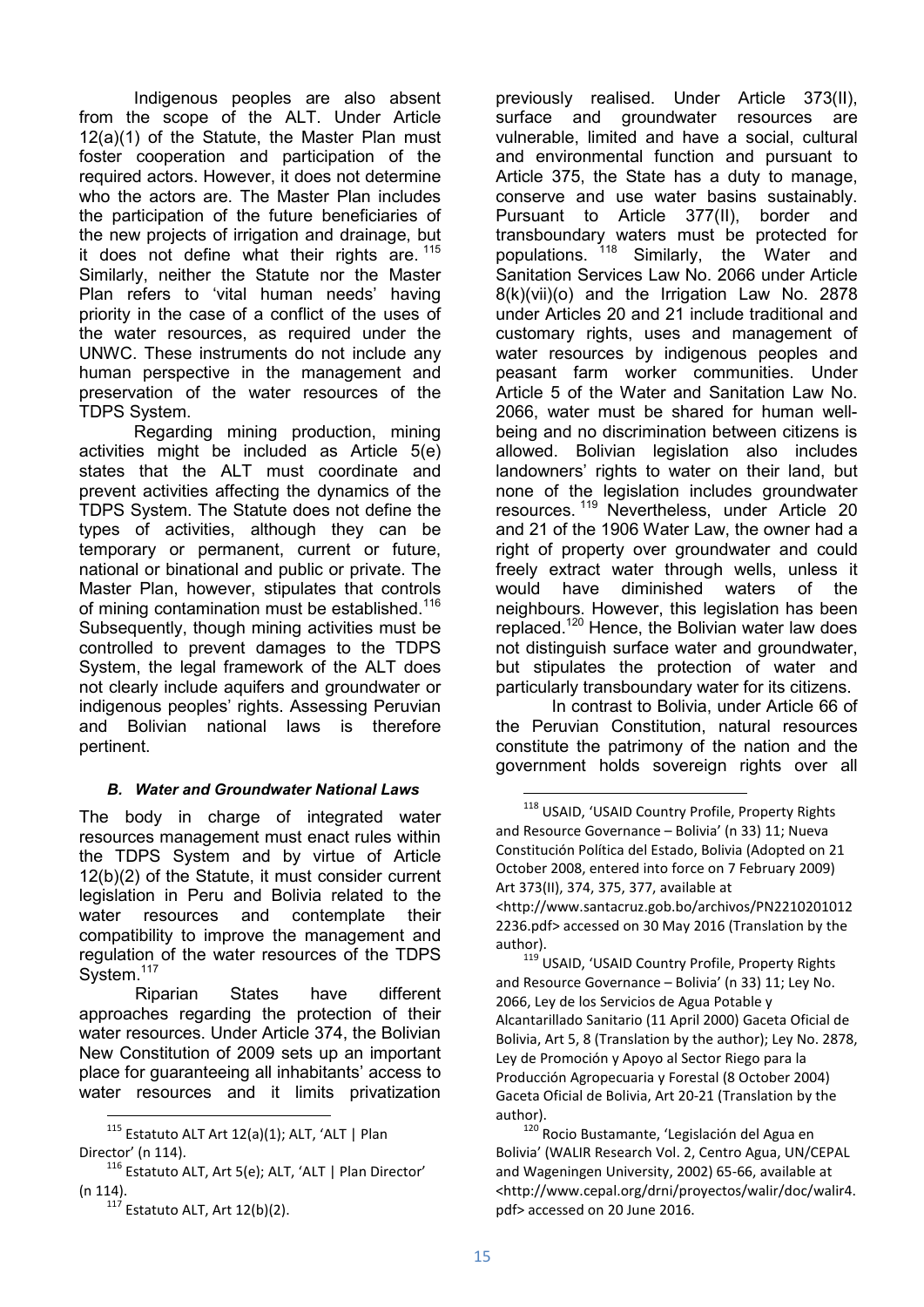Indigenous peoples are also absent from the scope of the ALT. Under Article 12(a)(1) of the Statute, the Master Plan must foster cooperation and participation of the required actors. However, it does not determine who the actors are. The Master Plan includes the participation of the future beneficiaries of the new projects of irrigation and drainage, but it does not define what their rights are.[115] Similarly, neither the Statute nor the Master Plan refers to 'vital human needs' having priority in the case of a conflict of the uses of the water resources, as required under the UNWC. These instruments do not include any human perspective in the management and preservation of the water resources of the TDPS System.

Regarding mining production, mining activities might be included as Article 5(e) states that the ALT must coordinate and prevent activities affecting the dynamics of the TDPS System. The Statute does not define the types of activities, although they can be temporary or permanent, current or future, national or binational and public or private. The Master Plan, however, stipulates that controls of mining contamination must be established.[116] Subsequently, though mining activities must be controlled to prevent damages to the TDPS System, the legal framework of the ALT does not clearly include aquifers and groundwater or indigenous peoples' rights. Assessing Peruvian and Bolivian national laws is therefore pertinent.

### *B. Water and Groundwater National Laws*

The body in charge of integrated water resources management must enact rules within the TDPS System and by virtue of Article 12(b)(2) of the Statute, it must consider current legislation in Peru and Bolivia related to the water resources and contemplate their compatibility to improve the management and regulation of the water resources of the TDPS System.[117]

Riparian States have different approaches regarding the protection of their water resources. Under Article 374, the Bolivian New Constitution of 2009 sets up an important place for guaranteeing all inhabitants' access to water resources and it limits privatization previously realised. Under Article 373(II), surface and groundwater resources are vulnerable, limited and have a social, cultural and environmental function and pursuant to Article 375, the State has a duty to manage, conserve and use water basins sustainably. Pursuant to Article 377(II), border and transboundary waters must be protected for populations.[118] Similarly, the Water and Sanitation Services Law No. 2066 under Article 8(k)(vii)(o) and the Irrigation Law No. 2878 under Articles 20 and 21 include traditional and customary rights, uses and management of water resources by indigenous peoples and peasant farm worker communities. Under Article 5 of the Water and Sanitation Law No. 2066, water must be shared for human well-being and no discrimination between citizens is allowed. Bolivian legislation also includes landowners' rights to water on their land, but none of the legislation includes groundwater resources.[119] Nevertheless, under Article 20 and 21 of the 1906 Water Law, the owner had a right of property over groundwater and could freely extract water through wells, unless it would have diminished waters of the neighbours. However, this legislation has been replaced.[120] Hence, the Bolivian water law does not distinguish surface water and groundwater, but stipulates the protection of water and particularly transboundary water for its citizens.

In contrast to Bolivia, under Article 66 of the Peruvian Constitution, natural resources constitute the patrimony of the nation and the government holds sovereign rights over all

---

[115] Estatuto ALT Art 12(a)(1); ALT, 'ALT | Plan Director' (n 114).

[116] Estatuto ALT, Art 5(e); ALT, 'ALT | Plan Director' (n 114).

[117] Estatuto ALT, Art 12(b)(2).

[118] USAID, 'USAID Country Profile, Property Rights and Resource Governance – Bolivia' (n 33) 11; Nueva Constitución Política del Estado, Bolivia (Adopted on 21 October 2008, entered into force on 7 February 2009) Art 373(II), 374, 375, 377, available at <http://www.santacruz.gob.bo/archivos/PN22102010122236.pdf> accessed on 30 May 2016 (Translation by the author).

[119] USAID, 'USAID Country Profile, Property Rights and Resource Governance – Bolivia' (n 33) 11; Ley No. 2066, Ley de los Servicios de Agua Potable y Alcantarillado Sanitario (11 April 2000) Gaceta Oficial de Bolivia, Art 5, 8 (Translation by the author); Ley No. 2878, Ley de Promoción y Apoyo al Sector Riego para la Producción Agropecuaria y Forestal (8 October 2004) Gaceta Oficial de Bolivia, Art 20-21 (Translation by the author).

[120] Rocio Bustamante, 'Legislación del Agua en Bolivia' (WALIR Research Vol. 2, Centro Agua, UN/CEPAL and Wageningen University, 2002) 65-66, available at <http://www.cepal.org/drni/proyectos/walir/doc/walir4.pdf> accessed on 20 June 2016.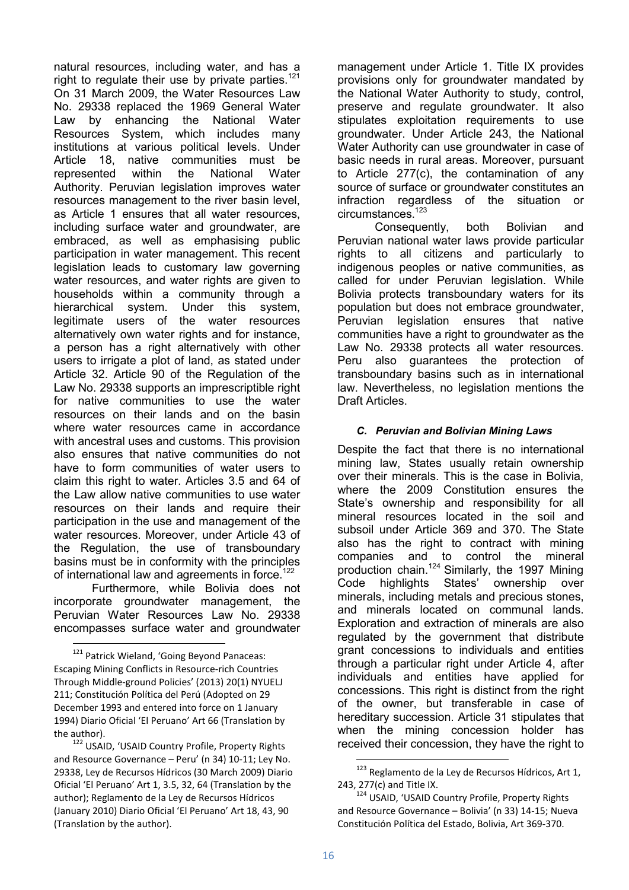natural resources, including water, and has a right to regulate their use by private parties.[121] On 31 March 2009, the Water Resources Law No. 29338 replaced the 1969 General Water Law by enhancing the National Water Resources System, which includes many institutions at various political levels. Under Article 18, native communities must be represented within the National Water Authority. Peruvian legislation improves water resources management to the river basin level, as Article 1 ensures that all water resources, including surface water and groundwater, are embraced, as well as emphasising public participation in water management. This recent legislation leads to customary law governing water resources, and water rights are given to households within a community through a hierarchical system. Under this system, legitimate users of the water resources alternatively own water rights and for instance, a person has a right alternatively with other users to irrigate a plot of land, as stated under Article 32. Article 90 of the Regulation of the Law No. 29338 supports an imprescriptible right for native communities to use the water resources on their lands and on the basin where water resources came in accordance with ancestral uses and customs. This provision also ensures that native communities do not have to form communities of water users to claim this right to water. Articles 3.5 and 64 of the Law allow native communities to use water resources on their lands and require their participation in the use and management of the water resources. Moreover, under Article 43 of the Regulation, the use of transboundary basins must be in conformity with the principles of international law and agreements in force.[122]

Furthermore, while Bolivia does not incorporate groundwater management, the Peruvian Water Resources Law No. 29338 encompasses surface water and groundwater management under Article 1. Title IX provides provisions only for groundwater mandated by the National Water Authority to study, control, preserve and regulate groundwater. It also stipulates exploitation requirements to use groundwater. Under Article 243, the National Water Authority can use groundwater in case of basic needs in rural areas. Moreover, pursuant to Article 277(c), the contamination of any source of surface or groundwater constitutes an infraction regardless of the situation or circumstances.[123]

Consequently, both Bolivian and Peruvian national water laws provide particular rights to all citizens and particularly to indigenous peoples or native communities, as called for under Peruvian legislation. While Bolivia protects transboundary waters for its population but does not embrace groundwater, Peruvian legislation ensures that native communities have a right to groundwater as the Law No. 29338 protects all water resources. Peru also guarantees the protection of transboundary basins such as in international law. Nevertheless, no legislation mentions the Draft Articles.

### *C. Peruvian and Bolivian Mining Laws*

Despite the fact that there is no international mining law, States usually retain ownership over their minerals. This is the case in Bolivia, where the 2009 Constitution ensures the State's ownership and responsibility for all mineral resources located in the soil and subsoil under Article 369 and 370. The State also has the right to contract with mining companies and to control the mineral production chain.[124] Similarly, the 1997 Mining Code highlights States' ownership over minerals, including metals and precious stones, and minerals located on communal lands. Exploration and extraction of minerals are also regulated by the government that distribute grant concessions to individuals and entities through a particular right under Article 4, after individuals and entities have applied for concessions. This right is distinct from the right of the owner, but transferable in case of hereditary succession. Article 31 stipulates that when the mining concession holder has received their concession, they have the right to

---

[121] Patrick Wieland, 'Going Beyond Panaceas: Escaping Mining Conflicts in Resource-rich Countries Through Middle-ground Policies' (2013) 20(1) NYUELJ 211; Constitución Política del Perú (Adopted on 29 December 1993 and entered into force on 1 January 1994) Diario Oficial 'El Peruano' Art 66 (Translation by the author).

[122] USAID, 'USAID Country Profile, Property Rights and Resource Governance – Peru' (n 34) 10-11; Ley No. 29338, Ley de Recursos Hídricos (30 March 2009) Diario Oficial 'El Peruano' Art 1, 3.5, 32, 64 (Translation by the author); Reglamento de la Ley de Recursos Hídricos (January 2010) Diario Oficial 'El Peruano' Art 18, 43, 90 (Translation by the author).

[123] Reglamento de la Ley de Recursos Hídricos, Art 1, 243, 277(c) and Title IX.

[124] USAID, 'USAID Country Profile, Property Rights and Resource Governance – Bolivia' (n 33) 14-15; Nueva Constitución Política del Estado, Bolivia, Art 369-370.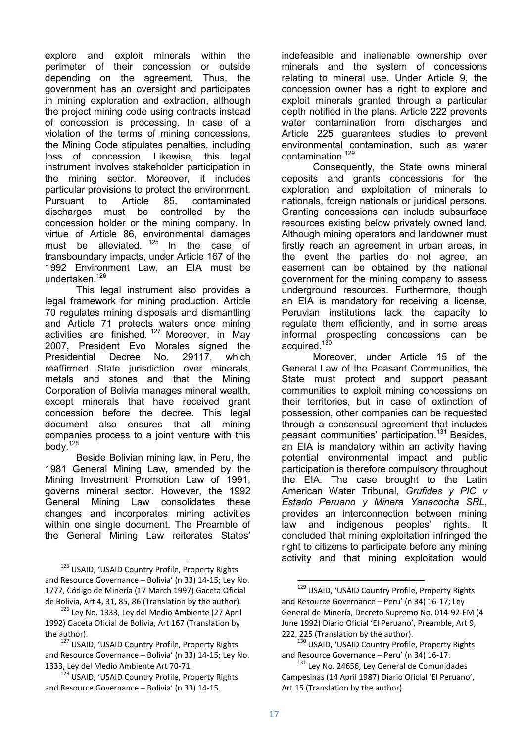explore and exploit minerals within the perimeter of their concession or outside depending on the agreement. Thus, the government has an oversight and participates in mining exploration and extraction, although the project mining code using contracts instead of concession is processing. In case of a violation of the terms of mining concessions, the Mining Code stipulates penalties, including loss of concession. Likewise, this legal instrument involves stakeholder participation in the mining sector. Moreover, it includes particular provisions to protect the environment. Pursuant to Article 85, contaminated discharges must be controlled by the concession holder or the mining company. In virtue of Article 86, environmental damages must be alleviated. [125] In the case of transboundary impacts, under Article 167 of the 1992 Environment Law, an EIA must be undertaken.[126]

This legal instrument also provides a legal framework for mining production. Article 70 regulates mining disposals and dismantling and Article 71 protects waters once mining activities are finished. [127] Moreover, in May 2007, President Evo Morales signed the Presidential Decree No. 29117, which reaffirmed State jurisdiction over minerals, metals and stones and that the Mining Corporation of Bolivia manages mineral wealth, except minerals that have received grant concession before the decree. This legal document also ensures that all mining companies process to a joint venture with this body.[128]

Beside Bolivian mining law, in Peru, the 1981 General Mining Law, amended by the Mining Investment Promotion Law of 1991, governs mineral sector. However, the 1992 General Mining Law consolidates these changes and incorporates mining activities within one single document. The Preamble of the General Mining Law reiterates States' indefeasible and inalienable ownership over minerals and the system of concessions relating to mineral use. Under Article 9, the concession owner has a right to explore and exploit minerals granted through a particular depth notified in the plans. Article 222 prevents water contamination from discharges and Article 225 guarantees studies to prevent environmental contamination, such as water contamination.[129]

Consequently, the State owns mineral deposits and grants concessions for the exploration and exploitation of minerals to nationals, foreign nationals or juridical persons. Granting concessions can include subsurface resources existing below privately owned land. Although mining operators and landowner must firstly reach an agreement in urban areas, in the event the parties do not agree, an easement can be obtained by the national government for the mining company to assess underground resources. Furthermore, though an EIA is mandatory for receiving a license, Peruvian institutions lack the capacity to regulate them efficiently, and in some areas informal prospecting concessions can be acquired.[130]

Moreover, under Article 15 of the General Law of the Peasant Communities, the State must protect and support peasant communities to exploit mining concessions on their territories, but in case of extinction of possession, other companies can be requested through a consensual agreement that includes peasant communities' participation.[131] Besides, an EIA is mandatory within an activity having potential environmental impact and public participation is therefore compulsory throughout the EIA. The case brought to the Latin American Water Tribunal, *Grufides y PIC v Estado Peruano y Minera Yanacocha SRL*, provides an interconnection between mining law and indigenous peoples' rights. It concluded that mining exploitation infringed the right to citizens to participate before any mining activity and that mining exploitation would

---

[125] USAID, 'USAID Country Profile, Property Rights and Resource Governance – Bolivia' (n 33) 14-15; Ley No. 1777, Código de Minería (17 March 1997) Gaceta Oficial de Bolivia, Art 4, 31, 85, 86 (Translation by the author).

[126] Ley No. 1333, Ley del Medio Ambiente (27 April 1992) Gaceta Oficial de Bolivia, Art 167 (Translation by the author).

[127] USAID, 'USAID Country Profile, Property Rights and Resource Governance – Bolivia' (n 33) 14-15; Ley No. 1333, Ley del Medio Ambiente Art 70-71.

[128] USAID, 'USAID Country Profile, Property Rights and Resource Governance – Bolivia' (n 33) 14-15.

[129] USAID, 'USAID Country Profile, Property Rights and Resource Governance – Peru' (n 34) 16-17; Ley General de Minería, Decreto Supremo No. 014-92-EM (4 June 1992) Diario Oficial 'El Peruano', Preamble, Art 9, 222, 225 (Translation by the author).

[130] USAID, 'USAID Country Profile, Property Rights and Resource Governance – Peru' (n 34) 16-17.

[131] Ley No. 24656, Ley General de Comunidades Campesinas (14 April 1987) Diario Oficial 'El Peruano', Art 15 (Translation by the author).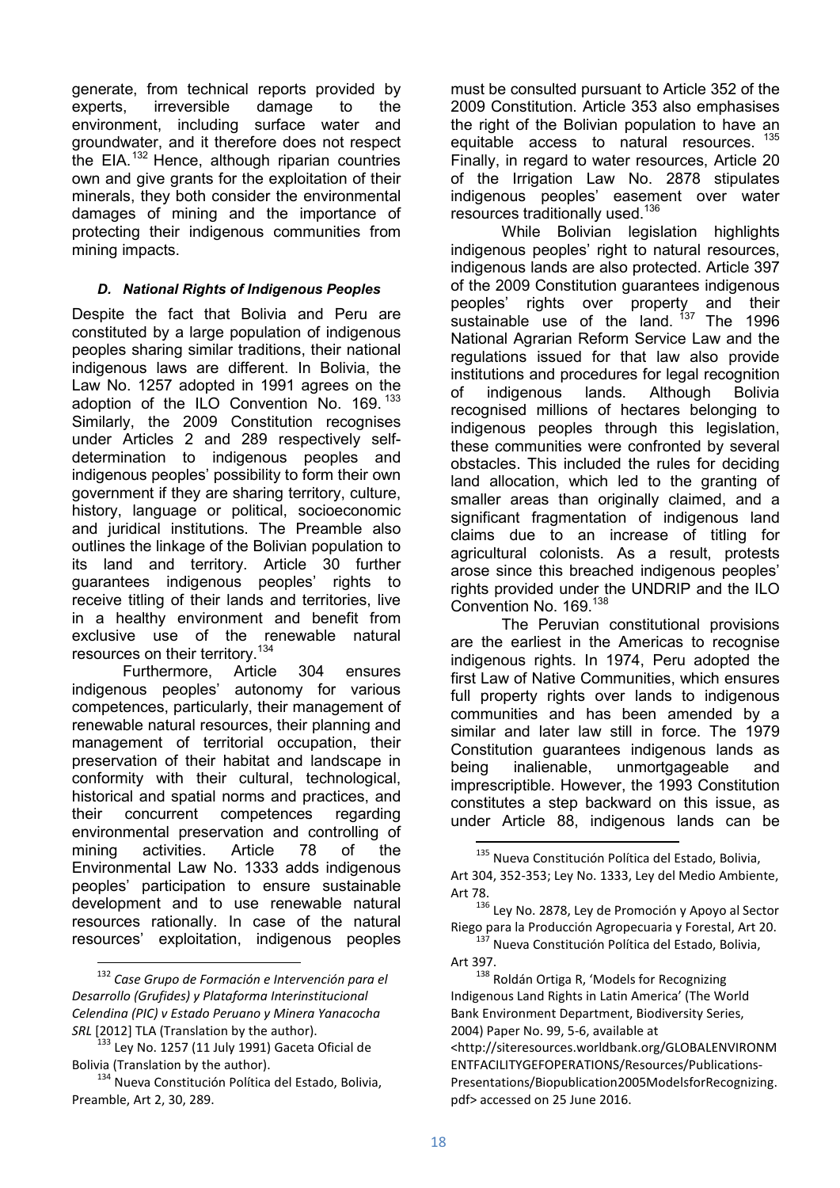generate, from technical reports provided by experts, irreversible damage to the environment, including surface water and groundwater, and it therefore does not respect the EIA.[132] Hence, although riparian countries own and give grants for the exploitation of their minerals, they both consider the environmental damages of mining and the importance of protecting their indigenous communities from mining impacts.

### *D. National Rights of Indigenous Peoples*

Despite the fact that Bolivia and Peru are constituted by a large population of indigenous peoples sharing similar traditions, their national indigenous laws are different. In Bolivia, the Law No. 1257 adopted in 1991 agrees on the adoption of the ILO Convention No. 169.[133] Similarly, the 2009 Constitution recognises under Articles 2 and 289 respectively self-determination to indigenous peoples and indigenous peoples' possibility to form their own government if they are sharing territory, culture, history, language or political, socioeconomic and juridical institutions. The Preamble also outlines the linkage of the Bolivian population to its land and territory. Article 30 further guarantees indigenous peoples' rights to receive titling of their lands and territories, live in a healthy environment and benefit from exclusive use of the renewable natural resources on their territory.[134]

Furthermore, Article 304 ensures indigenous peoples' autonomy for various competences, particularly, their management of renewable natural resources, their planning and management of territorial occupation, their preservation of their habitat and landscape in conformity with their cultural, technological, historical and spatial norms and practices, and their concurrent competences regarding environmental preservation and controlling of mining activities. Article 78 of the Environmental Law No. 1333 adds indigenous peoples' participation to ensure sustainable development and to use renewable natural resources rationally. In case of the natural resources' exploitation, indigenous peoples must be consulted pursuant to Article 352 of the 2009 Constitution. Article 353 also emphasises the right of the Bolivian population to have an equitable access to natural resources.[135] Finally, in regard to water resources, Article 20 of the Irrigation Law No. 2878 stipulates indigenous peoples' easement over water resources traditionally used.[136]

While Bolivian legislation highlights indigenous peoples' right to natural resources, indigenous lands are also protected. Article 397 of the 2009 Constitution guarantees indigenous peoples' rights over property and their sustainable use of the land.[137] The 1996 National Agrarian Reform Service Law and the regulations issued for that law also provide institutions and procedures for legal recognition of indigenous lands. Although Bolivia recognised millions of hectares belonging to indigenous peoples through this legislation, these communities were confronted by several obstacles. This included the rules for deciding land allocation, which led to the granting of smaller areas than originally claimed, and a significant fragmentation of indigenous land claims due to an increase of titling for agricultural colonists. As a result, protests arose since this breached indigenous peoples' rights provided under the UNDRIP and the ILO Convention No. 169.[138]

The Peruvian constitutional provisions are the earliest in the Americas to recognise indigenous rights. In 1974, Peru adopted the first Law of Native Communities, which ensures full property rights over lands to indigenous communities and has been amended by a similar and later law still in force. The 1979 Constitution guarantees indigenous lands as being inalienable, unmortgageable and imprescriptible. However, the 1993 Constitution constitutes a step backward on this issue, as under Article 88, indigenous lands can be

---

[132] *Case Grupo de Formación e Intervención para el Desarrollo (Grufides) y Plataforma Interinstitucional Celendina (PIC) v Estado Peruano y Minera Yanacocha SRL* [2012] TLA (Translation by the author).

[133] Ley No. 1257 (11 July 1991) Gaceta Oficial de Bolivia (Translation by the author).

[134] Nueva Constitución Política del Estado, Bolivia, Preamble, Art 2, 30, 289.

[135] Nueva Constitución Política del Estado, Bolivia, Art 304, 352-353; Ley No. 1333, Ley del Medio Ambiente, Art 78.

[136] Ley No. 2878, Ley de Promoción y Apoyo al Sector Riego para la Producción Agropecuaria y Forestal, Art 20.

[137] Nueva Constitución Política del Estado, Bolivia, Art 397.

[138] Roldán Ortiga R, 'Models for Recognizing Indigenous Land Rights in Latin America' (The World Bank Environment Department, Biodiversity Series, 2004) Paper No. 99, 5-6, available at <http://siteresources.worldbank.org/GLOBALENVIRONMENTFACILITYGEFOPERATIONS/Resources/Publications-Presentations/Biopublication2005ModelsforRecognizing.pdf> accessed on 25 June 2016.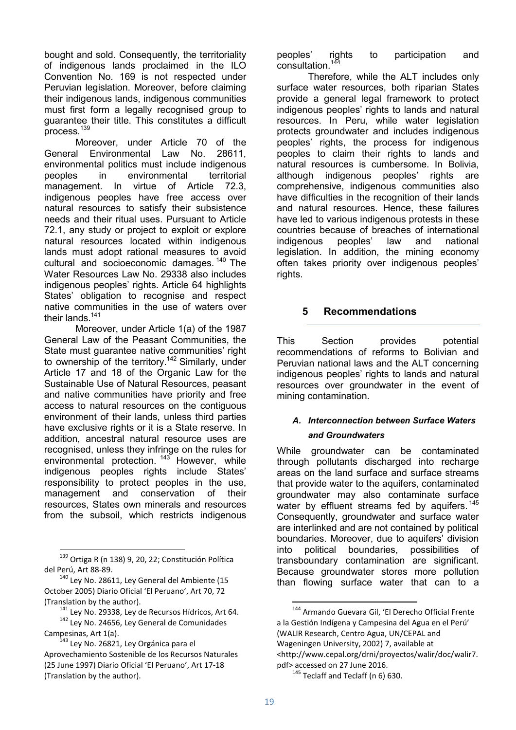bought and sold. Consequently, the territoriality of indigenous lands proclaimed in the ILO Convention No. 169 is not respected under Peruvian legislation. Moreover, before claiming their indigenous lands, indigenous communities must first form a legally recognised group to guarantee their title. This constitutes a difficult process.[139]

Moreover, under Article 70 of the General Environmental Law No. 28611, environmental politics must include indigenous peoples in environmental territorial management. In virtue of Article 72.3, indigenous peoples have free access over natural resources to satisfy their subsistence needs and their ritual uses. Pursuant to Article 72.1, any study or project to exploit or explore natural resources located within indigenous lands must adopt rational measures to avoid cultural and socioeconomic damages.[140] The Water Resources Law No. 29338 also includes indigenous peoples' rights. Article 64 highlights States' obligation to recognise and respect native communities in the use of waters over their lands.[141]

Moreover, under Article 1(a) of the 1987 General Law of the Peasant Communities, the State must guarantee native communities' right to ownership of the territory.[142] Similarly, under Article 17 and 18 of the Organic Law for the Sustainable Use of Natural Resources, peasant and native communities have priority and free access to natural resources on the contiguous environment of their lands, unless third parties have exclusive rights or it is a State reserve. In addition, ancestral natural resource uses are recognised, unless they infringe on the rules for environmental protection.[143] However, while indigenous peoples rights include States' responsibility to protect peoples in the use, management and conservation of their resources, States own minerals and resources from the subsoil, which restricts indigenous peoples' rights to participation and consultation.[144]

Therefore, while the ALT includes only surface water resources, both riparian States provide a general legal framework to protect indigenous peoples' rights to lands and natural resources. In Peru, while water legislation protects groundwater and includes indigenous peoples' rights, the process for indigenous peoples to claim their rights to lands and natural resources is cumbersome. In Bolivia, although indigenous peoples' rights are comprehensive, indigenous communities also have difficulties in the recognition of their lands and natural resources. Hence, these failures have led to various indigenous protests in these countries because of breaches of international indigenous peoples' law and national legislation. In addition, the mining economy often takes priority over indigenous peoples' rights.

## 5 Recommendations

This Section provides potential recommendations of reforms to Bolivian and Peruvian national laws and the ALT concerning indigenous peoples' rights to lands and natural resources over groundwater in the event of mining contamination.

### *A. Interconnection between Surface Waters and Groundwaters*

While groundwater can be contaminated through pollutants discharged into recharge areas on the land surface and surface streams that provide water to the aquifers, contaminated groundwater may also contaminate surface water by effluent streams fed by aquifers.[145] Consequently, groundwater and surface water are interlinked and are not contained by political boundaries. Moreover, due to aquifers' division into political boundaries, possibilities of transboundary contamination are significant. Because groundwater stores more pollution than flowing surface water that can to a

---

[139] Ortiga R (n 138) 9, 20, 22; Constitución Política del Perú, Art 88-89.

[140] Ley No. 28611, Ley General del Ambiente (15 October 2005) Diario Oficial 'El Peruano', Art 70, 72 (Translation by the author).

[141] Ley No. 29338, Ley de Recursos Hídricos, Art 64.

[142] Ley No. 24656, Ley General de Comunidades Campesinas, Art 1(a).

[143] Ley No. 26821, Ley Orgánica para el Aprovechamiento Sostenible de los Recursos Naturales (25 June 1997) Diario Oficial 'El Peruano', Art 17-18 (Translation by the author).

[144] Armando Guevara Gil, 'El Derecho Official Frente a la Gestión Indígena y Campesina del Agua en el Perú' (WALIR Research, Centro Agua, UN/CEPAL and Wageningen University, 2002) 7, available at <http://www.cepal.org/drni/proyectos/walir/doc/walir7.pdf> accessed on 27 June 2016.

[145] Teclaff and Teclaff (n 6) 630.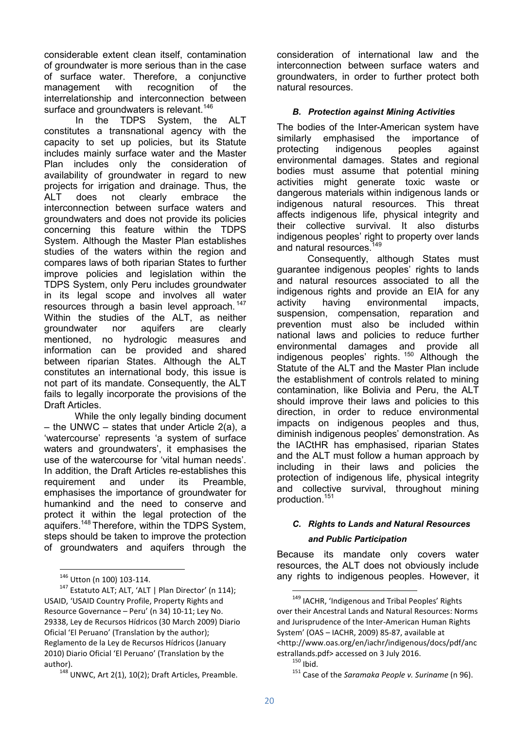considerable extent clean itself, contamination of groundwater is more serious than in the case of surface water. Therefore, a conjunctive management with recognition of the interrelationship and interconnection between surface and groundwaters is relevant.[146]

In the TDPS System, the ALT constitutes a transnational agency with the capacity to set up policies, but its Statute includes mainly surface water and the Master Plan includes only the consideration of availability of groundwater in regard to new projects for irrigation and drainage. Thus, the ALT does not clearly embrace the interconnection between surface waters and groundwaters and does not provide its policies concerning this feature within the TDPS System. Although the Master Plan establishes studies of the waters within the region and compares laws of both riparian States to further improve policies and legislation within the TDPS System, only Peru includes groundwater in its legal scope and involves all water resources through a basin level approach.[147] Within the studies of the ALT, as neither groundwater nor aquifers are clearly mentioned, no hydrologic measures and information can be provided and shared between riparian States. Although the ALT constitutes an international body, this issue is not part of its mandate. Consequently, the ALT fails to legally incorporate the provisions of the Draft Articles.

While the only legally binding document – the UNWC – states that under Article 2(a), a 'watercourse' represents 'a system of surface waters and groundwaters', it emphasises the use of the watercourse for 'vital human needs'. In addition, the Draft Articles re-establishes this requirement and under its Preamble, emphasises the importance of groundwater for humankind and the need to conserve and protect it within the legal protection of the aquifers.[148] Therefore, within the TDPS System, steps should be taken to improve the protection of groundwaters and aquifers through the consideration of international law and the interconnection between surface waters and groundwaters, in order to further protect both natural resources.

### *B. Protection against Mining Activities*

The bodies of the Inter-American system have similarly emphasised the importance of protecting indigenous peoples against environmental damages. States and regional bodies must assume that potential mining activities might generate toxic waste or dangerous materials within indigenous lands or indigenous natural resources. This threat affects indigenous life, physical integrity and their collective survival. It also disturbs indigenous peoples' right to property over lands and natural resources.[149]

Consequently, although States must guarantee indigenous peoples' rights to lands and natural resources associated to all the indigenous rights and provide an EIA for any activity having environmental impacts, suspension, compensation, reparation and prevention must also be included within national laws and policies to reduce further environmental damages and provide all indigenous peoples' rights.[150] Although the Statute of the ALT and the Master Plan include the establishment of controls related to mining contamination, like Bolivia and Peru, the ALT should improve their laws and policies to this direction, in order to reduce environmental impacts on indigenous peoples and thus, diminish indigenous peoples' demonstration. As the IACtHR has emphasised, riparian States and the ALT must follow a human approach by including in their laws and policies the protection of indigenous life, physical integrity and collective survival, throughout mining production.[151]

### *C. Rights to Lands and Natural Resources and Public Participation*

Because its mandate only covers water resources, the ALT does not obviously include any rights to indigenous peoples. However, it

---

[146] Utton (n 100) 103-114.

[147] Estatuto ALT; ALT, 'ALT | Plan Director' (n 114); USAID, 'USAID Country Profile, Property Rights and Resource Governance – Peru' (n 34) 10-11; Ley No. 29338, Ley de Recursos Hídricos (30 March 2009) Diario Oficial 'El Peruano' (Translation by the author); Reglamento de la Ley de Recursos Hídricos (January 2010) Diario Oficial 'El Peruano' (Translation by the author).

[148] UNWC, Art 2(1), 10(2); Draft Articles, Preamble.

[149] IACHR, 'Indigenous and Tribal Peoples' Rights over their Ancestral Lands and Natural Resources: Norms and Jurisprudence of the Inter-American Human Rights System' (OAS – IACHR, 2009) 85-87, available at <http://www.oas.org/en/iachr/indigenous/docs/pdf/ancestrallands.pdf> accessed on 3 July 2016.

[150] Ibid.

[151] Case of the *Saramaka People v. Suriname* (n 96).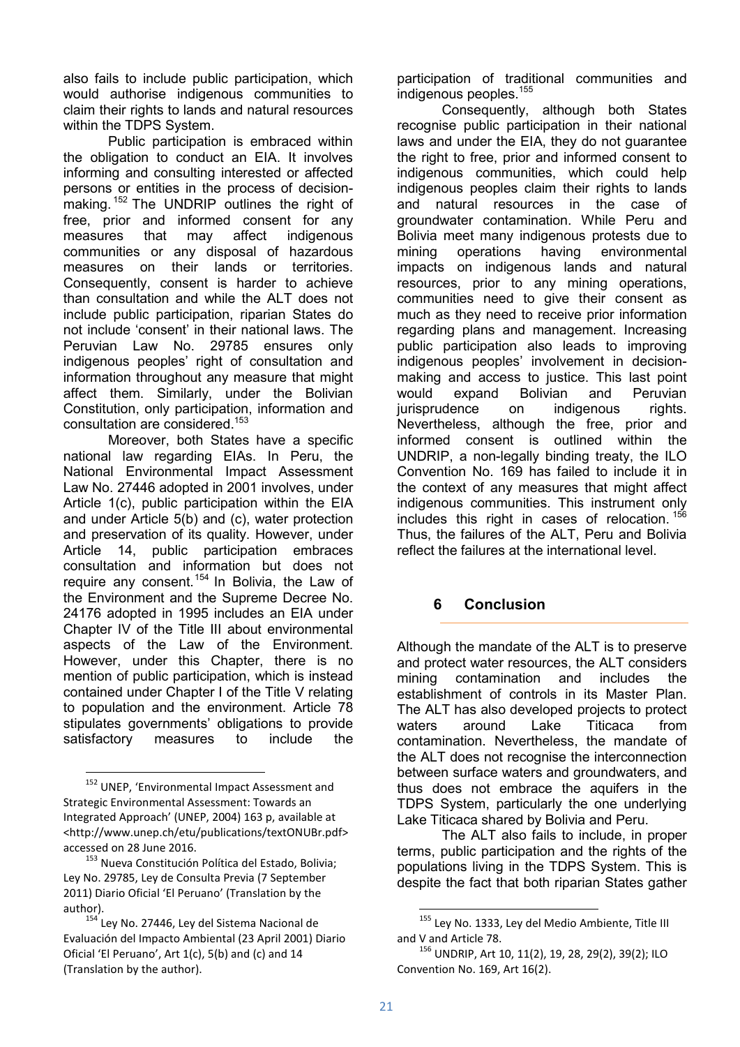also fails to include public participation, which would authorise indigenous communities to claim their rights to lands and natural resources within the TDPS System.

Public participation is embraced within the obligation to conduct an EIA. It involves informing and consulting interested or affected persons or entities in the process of decision-making.[152] The UNDRIP outlines the right of free, prior and informed consent for any measures that may affect indigenous communities or any disposal of hazardous measures on their lands or territories. Consequently, consent is harder to achieve than consultation and while the ALT does not include public participation, riparian States do not include 'consent' in their national laws. The Peruvian Law No. 29785 ensures only indigenous peoples' right of consultation and information throughout any measure that might affect them. Similarly, under the Bolivian Constitution, only participation, information and consultation are considered.[153]

Moreover, both States have a specific national law regarding EIAs. In Peru, the National Environmental Impact Assessment Law No. 27446 adopted in 2001 involves, under Article 1(c), public participation within the EIA and under Article 5(b) and (c), water protection and preservation of its quality. However, under Article 14, public participation embraces consultation and information but does not require any consent.[154] In Bolivia, the Law of the Environment and the Supreme Decree No. 24176 adopted in 1995 includes an EIA under Chapter IV of the Title III about environmental aspects of the Law of the Environment. However, under this Chapter, there is no mention of public participation, which is instead contained under Chapter I of the Title V relating to population and the environment. Article 78 stipulates governments' obligations to provide satisfactory measures to include the participation of traditional communities and indigenous peoples.[155]

Consequently, although both States recognise public participation in their national laws and under the EIA, they do not guarantee the right to free, prior and informed consent to indigenous communities, which could help indigenous peoples claim their rights to lands and natural resources in the case of groundwater contamination. While Peru and Bolivia meet many indigenous protests due to mining operations having environmental impacts on indigenous lands and natural resources, prior to any mining operations, communities need to give their consent as much as they need to receive prior information regarding plans and management. Increasing public participation also leads to improving indigenous peoples' involvement in decision-making and access to justice. This last point would expand Bolivian and Peruvian jurisprudence on indigenous rights. Nevertheless, although the free, prior and informed consent is outlined within the UNDRIP, a non-legally binding treaty, the ILO Convention No. 169 has failed to include it in the context of any measures that might affect indigenous communities. This instrument only includes this right in cases of relocation.[156] Thus, the failures of the ALT, Peru and Bolivia reflect the failures at the international level.

## 6 Conclusion

Although the mandate of the ALT is to preserve and protect water resources, the ALT considers mining contamination and includes the establishment of controls in its Master Plan. The ALT has also developed projects to protect waters around Lake Titicaca from contamination. Nevertheless, the mandate of the ALT does not recognise the interconnection between surface waters and groundwaters, and thus does not embrace the aquifers in the TDPS System, particularly the one underlying Lake Titicaca shared by Bolivia and Peru.

The ALT also fails to include, in proper terms, public participation and the rights of the populations living in the TDPS System. This is despite the fact that both riparian States gather

---

[152] UNEP, 'Environmental Impact Assessment and Strategic Environmental Assessment: Towards an Integrated Approach' (UNEP, 2004) 163 p, available at <http://www.unep.ch/etu/publications/textONUBr.pdf> accessed on 28 June 2016.

[153] Nueva Constitución Política del Estado, Bolivia; Ley No. 29785, Ley de Consulta Previa (7 September 2011) Diario Oficial 'El Peruano' (Translation by the author).

[154] Ley No. 27446, Ley del Sistema Nacional de Evaluación del Impacto Ambiental (23 April 2001) Diario Oficial 'El Peruano', Art 1(c), 5(b) and (c) and 14 (Translation by the author).

[155] Ley No. 1333, Ley del Medio Ambiente, Title III and V and Article 78.

[156] UNDRIP, Art 10, 11(2), 19, 28, 29(2), 39(2); ILO Convention No. 169, Art 16(2).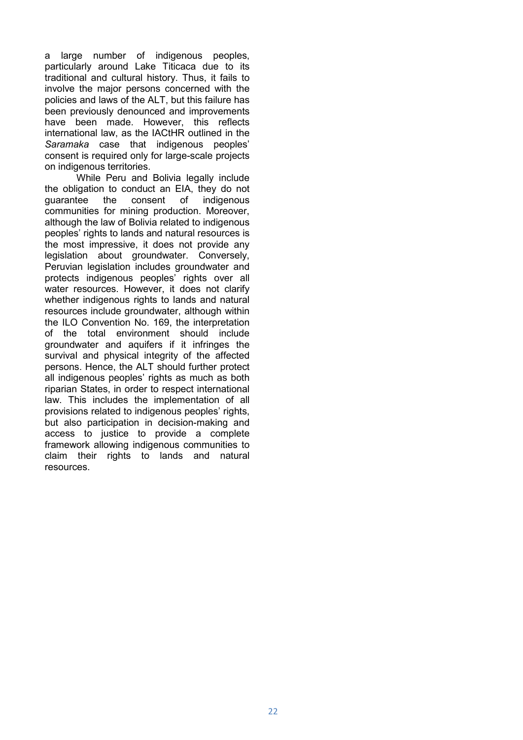a large number of indigenous peoples, particularly around Lake Titicaca due to its traditional and cultural history. Thus, it fails to involve the major persons concerned with the policies and laws of the ALT, but this failure has been previously denounced and improvements have been made. However, this reflects international law, as the IACtHR outlined in the *Saramaka* case that indigenous peoples' consent is required only for large-scale projects on indigenous territories.

While Peru and Bolivia legally include the obligation to conduct an EIA, they do not guarantee the consent of indigenous communities for mining production. Moreover, although the law of Bolivia related to indigenous peoples' rights to lands and natural resources is the most impressive, it does not provide any legislation about groundwater. Conversely, Peruvian legislation includes groundwater and protects indigenous peoples' rights over all water resources. However, it does not clarify whether indigenous rights to lands and natural resources include groundwater, although within the ILO Convention No. 169, the interpretation of the total environment should include groundwater and aquifers if it infringes the survival and physical integrity of the affected persons. Hence, the ALT should further protect all indigenous peoples' rights as much as both riparian States, in order to respect international law. This includes the implementation of all provisions related to indigenous peoples' rights, but also participation in decision-making and access to justice to provide a complete framework allowing indigenous communities to claim their rights to lands and natural resources.